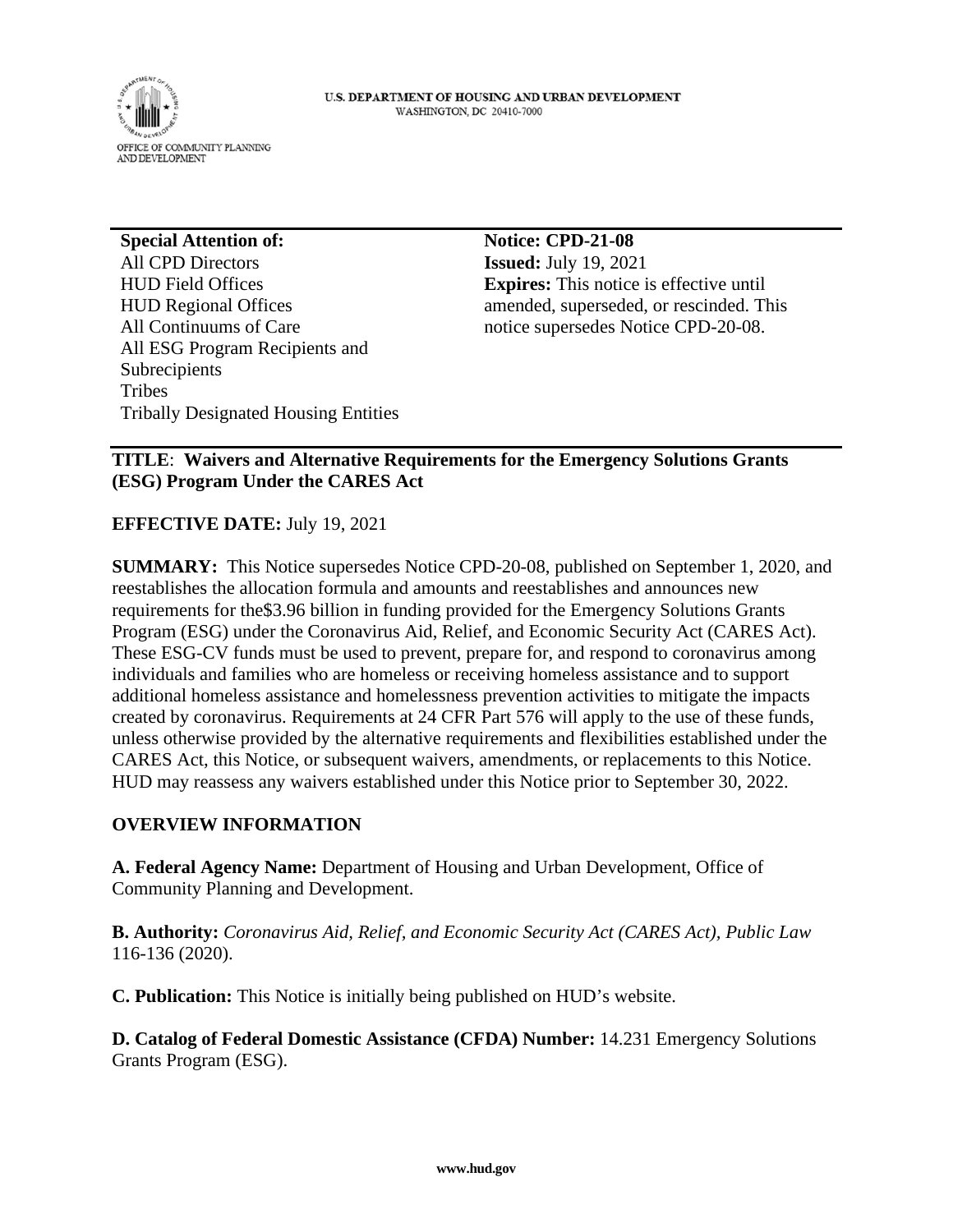U.S. DEPARTMENT OF HOUSING AND URBAN DEVELOPMENT
WASHINGTON, DC 20410-7000

OFFICE OF COMMUNITY PLANNING AND DEVELOPMENT

**Special Attention of:**
All CPD Directors
HUD Field Offices
HUD Regional Offices
All Continuums of Care
All ESG Program Recipients and Subrecipients
Tribes
Tribally Designated Housing Entities

**Notice: CPD-21-08**
**Issued:** July 19, 2021
**Expires:** This notice is effective until amended, superseded, or rescinded. This notice supersedes Notice CPD-20-08.

**TITLE**: **Waivers and Alternative Requirements for the Emergency Solutions Grants (ESG) Program Under the CARES Act**

**EFFECTIVE DATE:** July 19, 2021

**SUMMARY:** This Notice supersedes Notice CPD-20-08, published on September 1, 2020, and reestablishes the allocation formula and amounts and reestablishes and announces new requirements for the$3.96 billion in funding provided for the Emergency Solutions Grants Program (ESG) under the Coronavirus Aid, Relief, and Economic Security Act (CARES Act). These ESG-CV funds must be used to prevent, prepare for, and respond to coronavirus among individuals and families who are homeless or receiving homeless assistance and to support additional homeless assistance and homelessness prevention activities to mitigate the impacts created by coronavirus. Requirements at 24 CFR Part 576 will apply to the use of these funds, unless otherwise provided by the alternative requirements and flexibilities established under the CARES Act, this Notice, or subsequent waivers, amendments, or replacements to this Notice. HUD may reassess any waivers established under this Notice prior to September 30, 2022.

**OVERVIEW INFORMATION**

**A. Federal Agency Name:** Department of Housing and Urban Development, Office of Community Planning and Development.

**B. Authority:** *Coronavirus Aid, Relief, and Economic Security Act (CARES Act), Public Law* 116-136 (2020).

**C. Publication:** This Notice is initially being published on HUD's website.

**D. Catalog of Federal Domestic Assistance (CFDA) Number:** 14.231 Emergency Solutions Grants Program (ESG).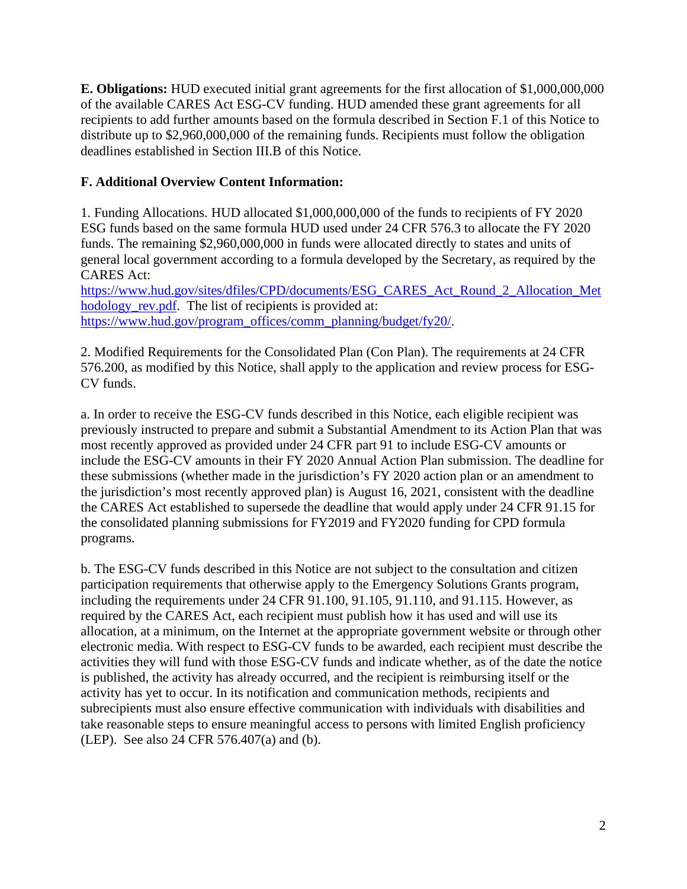**E. Obligations:** HUD executed initial grant agreements for the first allocation of $1,000,000,000 of the available CARES Act ESG-CV funding. HUD amended these grant agreements for all recipients to add further amounts based on the formula described in Section F.1 of this Notice to distribute up to $2,960,000,000 of the remaining funds. Recipients must follow the obligation deadlines established in Section III.B of this Notice.

**F. Additional Overview Content Information:**

1. Funding Allocations. HUD allocated $1,000,000,000 of the funds to recipients of FY 2020 ESG funds based on the same formula HUD used under 24 CFR 576.3 to allocate the FY 2020 funds. The remaining $2,960,000,000 in funds were allocated directly to states and units of general local government according to a formula developed by the Secretary, as required by the CARES Act: [https://www.hud.gov/sites/dfiles/CPD/documents/ESG_CARES_Act_Round_2_Allocation_Methodology_rev.pdf](https://www.hud.gov/sites/dfiles/CPD/documents/ESG_CARES_Act_Round_2_Allocation_Methodology_rev.pdf). The list of recipients is provided at: [https://www.hud.gov/program_offices/comm_planning/budget/fy20/](https://www.hud.gov/program_offices/comm_planning/budget/fy20/).

2. Modified Requirements for the Consolidated Plan (Con Plan). The requirements at 24 CFR 576.200, as modified by this Notice, shall apply to the application and review process for ESG-CV funds.

a. In order to receive the ESG-CV funds described in this Notice, each eligible recipient was previously instructed to prepare and submit a Substantial Amendment to its Action Plan that was most recently approved as provided under 24 CFR part 91 to include ESG-CV amounts or include the ESG-CV amounts in their FY 2020 Annual Action Plan submission. The deadline for these submissions (whether made in the jurisdiction's FY 2020 action plan or an amendment to the jurisdiction's most recently approved plan) is August 16, 2021, consistent with the deadline the CARES Act established to supersede the deadline that would apply under 24 CFR 91.15 for the consolidated planning submissions for FY2019 and FY2020 funding for CPD formula programs.

b. The ESG-CV funds described in this Notice are not subject to the consultation and citizen participation requirements that otherwise apply to the Emergency Solutions Grants program, including the requirements under 24 CFR 91.100, 91.105, 91.110, and 91.115. However, as required by the CARES Act, each recipient must publish how it has used and will use its allocation, at a minimum, on the Internet at the appropriate government website or through other electronic media. With respect to ESG-CV funds to be awarded, each recipient must describe the activities they will fund with those ESG-CV funds and indicate whether, as of the date the notice is published, the activity has already occurred, and the recipient is reimbursing itself or the activity has yet to occur. In its notification and communication methods, recipients and subrecipients must also ensure effective communication with individuals with disabilities and take reasonable steps to ensure meaningful access to persons with limited English proficiency (LEP). See also 24 CFR 576.407(a) and (b).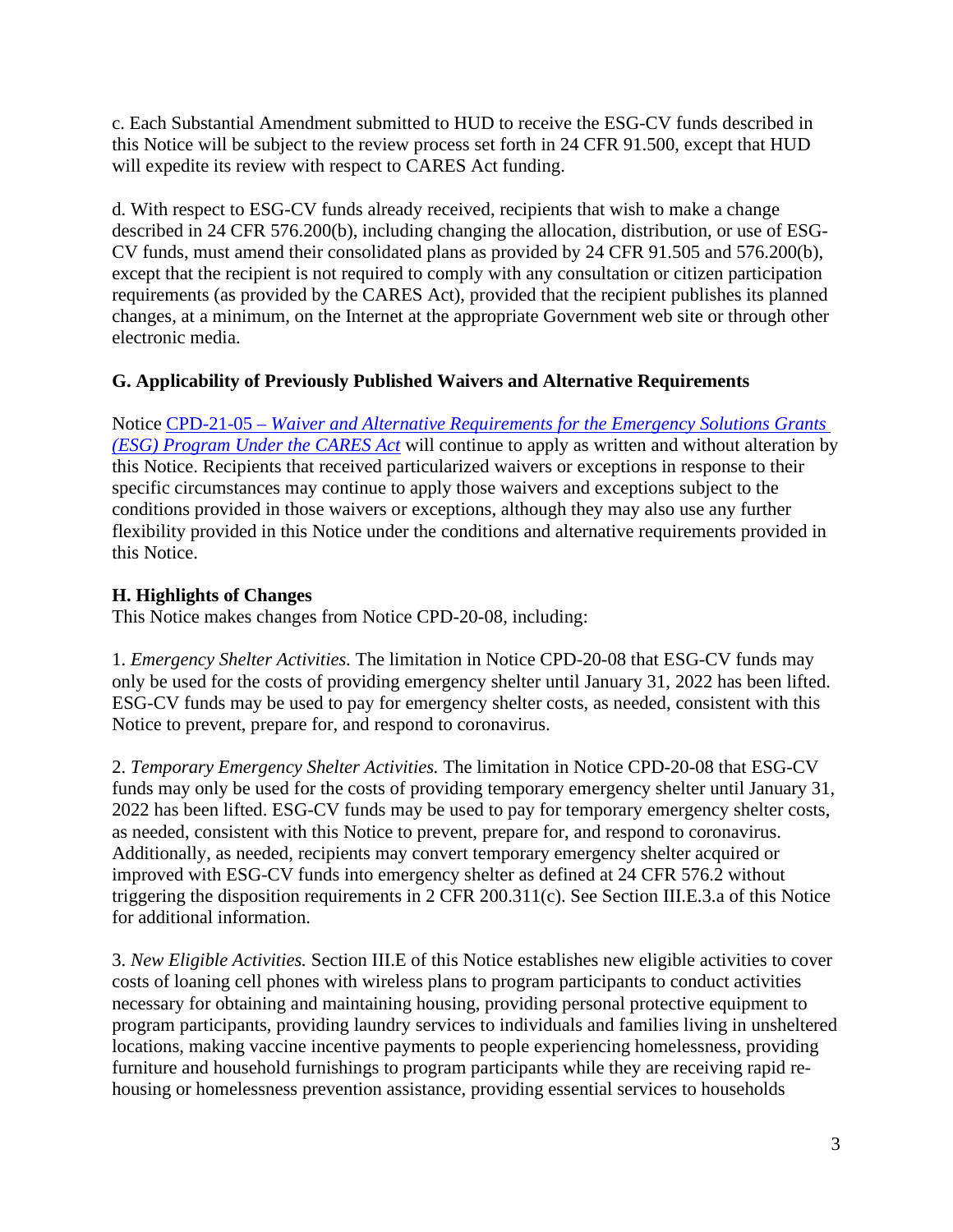c. Each Substantial Amendment submitted to HUD to receive the ESG-CV funds described in this Notice will be subject to the review process set forth in 24 CFR 91.500, except that HUD will expedite its review with respect to CARES Act funding.

d. With respect to ESG-CV funds already received, recipients that wish to make a change described in 24 CFR 576.200(b), including changing the allocation, distribution, or use of ESG-CV funds, must amend their consolidated plans as provided by 24 CFR 91.505 and 576.200(b), except that the recipient is not required to comply with any consultation or citizen participation requirements (as provided by the CARES Act), provided that the recipient publishes its planned changes, at a minimum, on the Internet at the appropriate Government web site or through other electronic media.

### G. Applicability of Previously Published Waivers and Alternative Requirements

Notice CPD-21-05 – *Waiver and Alternative Requirements for the Emergency Solutions Grants (ESG) Program Under the CARES Act* will continue to apply as written and without alteration by this Notice. Recipients that received particularized waivers or exceptions in response to their specific circumstances may continue to apply those waivers and exceptions subject to the conditions provided in those waivers or exceptions, although they may also use any further flexibility provided in this Notice under the conditions and alternative requirements provided in this Notice.

### H. Highlights of Changes

This Notice makes changes from Notice CPD-20-08, including:

1. *Emergency Shelter Activities.* The limitation in Notice CPD-20-08 that ESG-CV funds may only be used for the costs of providing emergency shelter until January 31, 2022 has been lifted. ESG-CV funds may be used to pay for emergency shelter costs, as needed, consistent with this Notice to prevent, prepare for, and respond to coronavirus.

2. *Temporary Emergency Shelter Activities.* The limitation in Notice CPD-20-08 that ESG-CV funds may only be used for the costs of providing temporary emergency shelter until January 31, 2022 has been lifted. ESG-CV funds may be used to pay for temporary emergency shelter costs, as needed, consistent with this Notice to prevent, prepare for, and respond to coronavirus. Additionally, as needed, recipients may convert temporary emergency shelter acquired or improved with ESG-CV funds into emergency shelter as defined at 24 CFR 576.2 without triggering the disposition requirements in 2 CFR 200.311(c). See Section III.E.3.a of this Notice for additional information.

3. *New Eligible Activities.* Section III.E of this Notice establishes new eligible activities to cover costs of loaning cell phones with wireless plans to program participants to conduct activities necessary for obtaining and maintaining housing, providing personal protective equipment to program participants, providing laundry services to individuals and families living in unsheltered locations, making vaccine incentive payments to people experiencing homelessness, providing furniture and household furnishings to program participants while they are receiving rapid re-housing or homelessness prevention assistance, providing essential services to households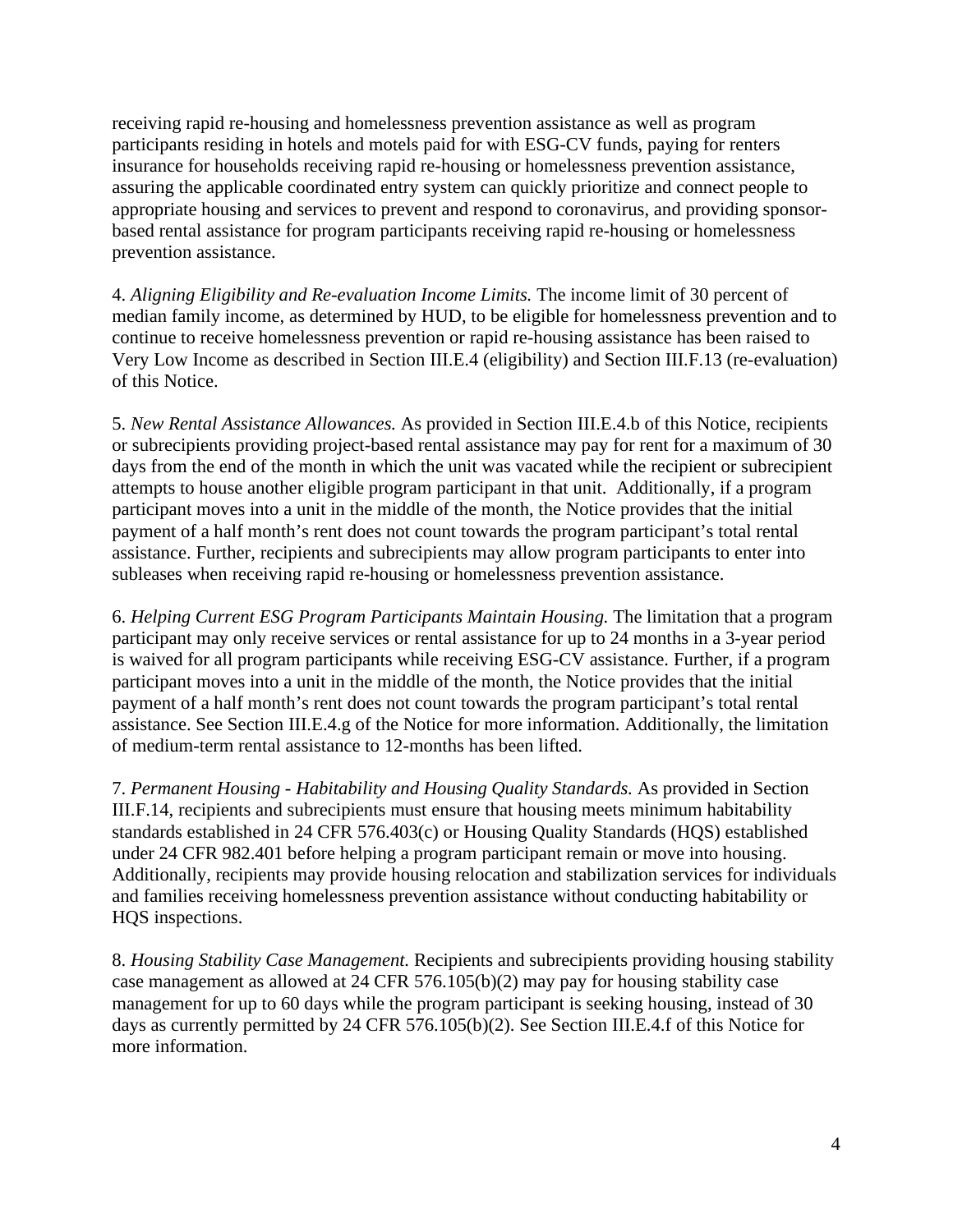receiving rapid re-housing and homelessness prevention assistance as well as program participants residing in hotels and motels paid for with ESG-CV funds, paying for renters insurance for households receiving rapid re-housing or homelessness prevention assistance, assuring the applicable coordinated entry system can quickly prioritize and connect people to appropriate housing and services to prevent and respond to coronavirus, and providing sponsor-based rental assistance for program participants receiving rapid re-housing or homelessness prevention assistance.

4. *Aligning Eligibility and Re-evaluation Income Limits.* The income limit of 30 percent of median family income, as determined by HUD, to be eligible for homelessness prevention and to continue to receive homelessness prevention or rapid re-housing assistance has been raised to Very Low Income as described in Section III.E.4 (eligibility) and Section III.F.13 (re-evaluation) of this Notice.

5. *New Rental Assistance Allowances.* As provided in Section III.E.4.b of this Notice, recipients or subrecipients providing project-based rental assistance may pay for rent for a maximum of 30 days from the end of the month in which the unit was vacated while the recipient or subrecipient attempts to house another eligible program participant in that unit. Additionally, if a program participant moves into a unit in the middle of the month, the Notice provides that the initial payment of a half month's rent does not count towards the program participant's total rental assistance. Further, recipients and subrecipients may allow program participants to enter into subleases when receiving rapid re-housing or homelessness prevention assistance.

6. *Helping Current ESG Program Participants Maintain Housing.* The limitation that a program participant may only receive services or rental assistance for up to 24 months in a 3-year period is waived for all program participants while receiving ESG-CV assistance. Further, if a program participant moves into a unit in the middle of the month, the Notice provides that the initial payment of a half month's rent does not count towards the program participant's total rental assistance. See Section III.E.4.g of the Notice for more information. Additionally, the limitation of medium-term rental assistance to 12-months has been lifted.

7. *Permanent Housing - Habitability and Housing Quality Standards.* As provided in Section III.F.14, recipients and subrecipients must ensure that housing meets minimum habitability standards established in 24 CFR 576.403(c) or Housing Quality Standards (HQS) established under 24 CFR 982.401 before helping a program participant remain or move into housing. Additionally, recipients may provide housing relocation and stabilization services for individuals and families receiving homelessness prevention assistance without conducting habitability or HQS inspections.

8. *Housing Stability Case Management.* Recipients and subrecipients providing housing stability case management as allowed at 24 CFR 576.105(b)(2) may pay for housing stability case management for up to 60 days while the program participant is seeking housing, instead of 30 days as currently permitted by 24 CFR 576.105(b)(2). See Section III.E.4.f of this Notice for more information.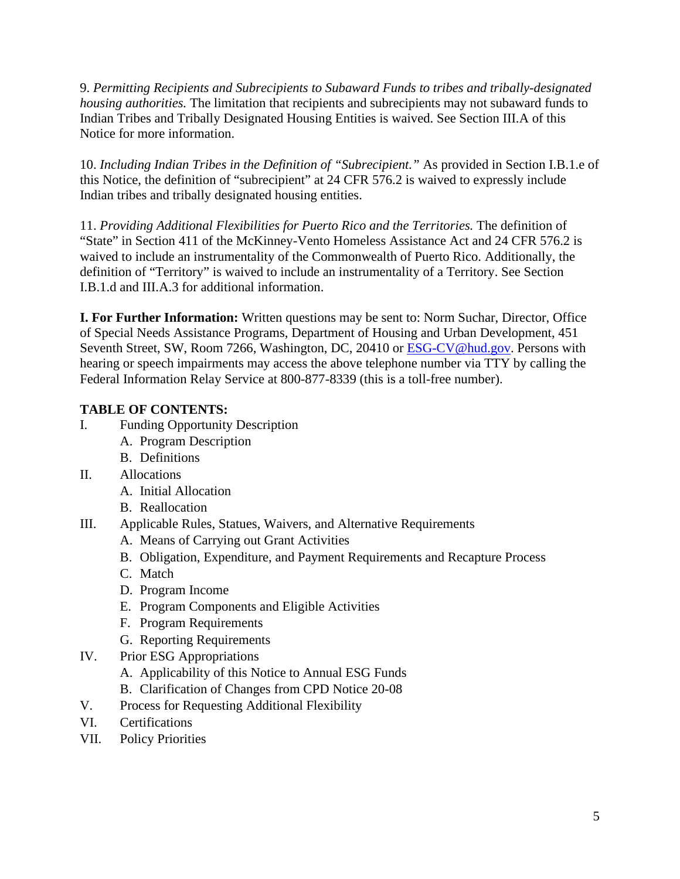9. *Permitting Recipients and Subrecipients to Subaward Funds to tribes and tribally-designated housing authorities.* The limitation that recipients and subrecipients may not subaward funds to Indian Tribes and Tribally Designated Housing Entities is waived. See Section III.A of this Notice for more information.

10. *Including Indian Tribes in the Definition of "Subrecipient."* As provided in Section I.B.1.e of this Notice, the definition of "subrecipient" at 24 CFR 576.2 is waived to expressly include Indian tribes and tribally designated housing entities.

11. *Providing Additional Flexibilities for Puerto Rico and the Territories.* The definition of "State" in Section 411 of the McKinney-Vento Homeless Assistance Act and 24 CFR 576.2 is waived to include an instrumentality of the Commonwealth of Puerto Rico. Additionally, the definition of "Territory" is waived to include an instrumentality of a Territory. See Section I.B.1.d and III.A.3 for additional information.

**I. For Further Information:** Written questions may be sent to: Norm Suchar, Director, Office of Special Needs Assistance Programs, Department of Housing and Urban Development, 451 Seventh Street, SW, Room 7266, Washington, DC, 20410 or ESG-CV@hud.gov. Persons with hearing or speech impairments may access the above telephone number via TTY by calling the Federal Information Relay Service at 800-877-8339 (this is a toll-free number).

**TABLE OF CONTENTS:**

I. Funding Opportunity Description
   A. Program Description
   B. Definitions

II. Allocations
   A. Initial Allocation
   B. Reallocation

III. Applicable Rules, Statues, Waivers, and Alternative Requirements
   A. Means of Carrying out Grant Activities
   B. Obligation, Expenditure, and Payment Requirements and Recapture Process
   C. Match
   D. Program Income
   E. Program Components and Eligible Activities
   F. Program Requirements
   G. Reporting Requirements

IV. Prior ESG Appropriations
   A. Applicability of this Notice to Annual ESG Funds
   B. Clarification of Changes from CPD Notice 20-08

V. Process for Requesting Additional Flexibility

VI. Certifications

VII. Policy Priorities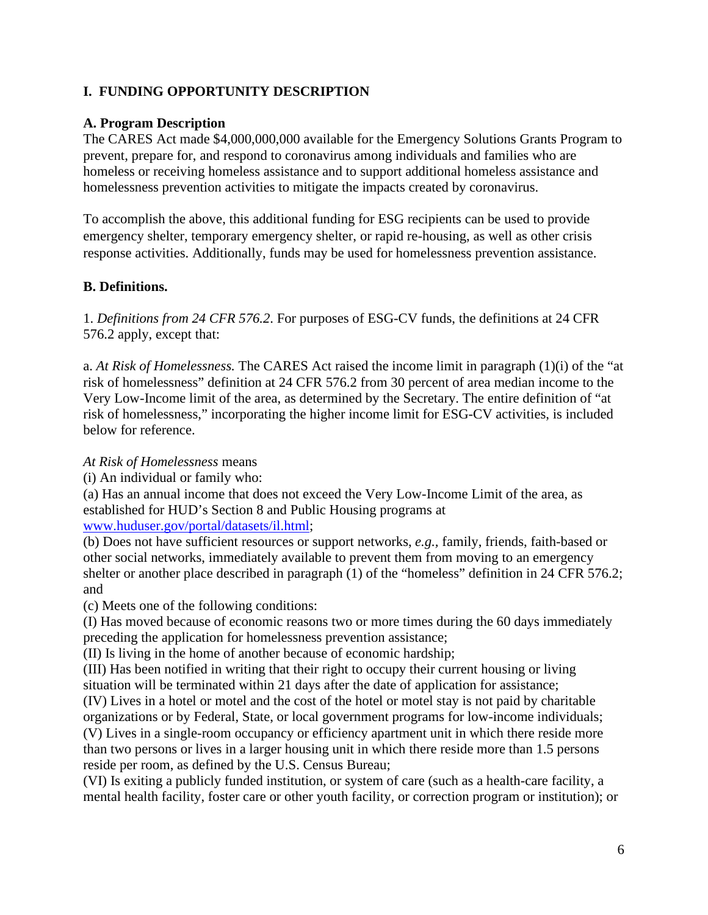## I. FUNDING OPPORTUNITY DESCRIPTION

### A. Program Description

The CARES Act made $4,000,000,000 available for the Emergency Solutions Grants Program to prevent, prepare for, and respond to coronavirus among individuals and families who are homeless or receiving homeless assistance and to support additional homeless assistance and homelessness prevention activities to mitigate the impacts created by coronavirus.

To accomplish the above, this additional funding for ESG recipients can be used to provide emergency shelter, temporary emergency shelter, or rapid re-housing, as well as other crisis response activities. Additionally, funds may be used for homelessness prevention assistance.

### B. Definitions.

1. *Definitions from 24 CFR 576.2*. For purposes of ESG-CV funds, the definitions at 24 CFR 576.2 apply, except that:

a. *At Risk of Homelessness.* The CARES Act raised the income limit in paragraph (1)(i) of the "at risk of homelessness" definition at 24 CFR 576.2 from 30 percent of area median income to the Very Low-Income limit of the area, as determined by the Secretary. The entire definition of "at risk of homelessness," incorporating the higher income limit for ESG-CV activities, is included below for reference.

*At Risk of Homelessness* means

(i) An individual or family who:

(a) Has an annual income that does not exceed the Very Low-Income Limit of the area, as established for HUD's Section 8 and Public Housing programs at www.huduser.gov/portal/datasets/il.html;

(b) Does not have sufficient resources or support networks, *e.g.*, family, friends, faith-based or other social networks, immediately available to prevent them from moving to an emergency shelter or another place described in paragraph (1) of the "homeless" definition in 24 CFR 576.2; and

(c) Meets one of the following conditions:

(I) Has moved because of economic reasons two or more times during the 60 days immediately preceding the application for homelessness prevention assistance;

(II) Is living in the home of another because of economic hardship;

(III) Has been notified in writing that their right to occupy their current housing or living situation will be terminated within 21 days after the date of application for assistance;

(IV) Lives in a hotel or motel and the cost of the hotel or motel stay is not paid by charitable organizations or by Federal, State, or local government programs for low-income individuals;

(V) Lives in a single-room occupancy or efficiency apartment unit in which there reside more than two persons or lives in a larger housing unit in which there reside more than 1.5 persons reside per room, as defined by the U.S. Census Bureau;

(VI) Is exiting a publicly funded institution, or system of care (such as a health-care facility, a mental health facility, foster care or other youth facility, or correction program or institution); or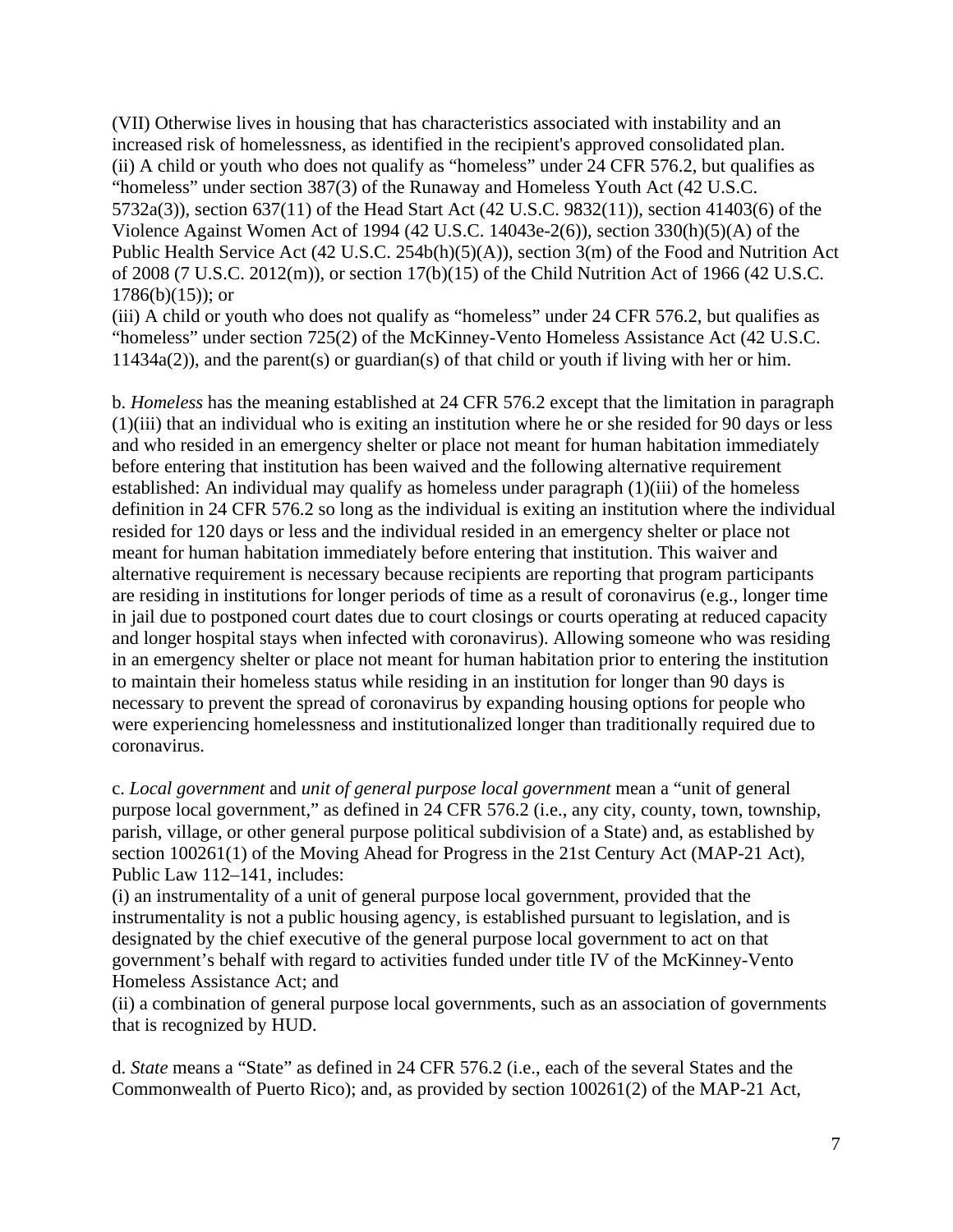(VII) Otherwise lives in housing that has characteristics associated with instability and an increased risk of homelessness, as identified in the recipient's approved consolidated plan.
(ii) A child or youth who does not qualify as "homeless" under 24 CFR 576.2, but qualifies as "homeless" under section 387(3) of the Runaway and Homeless Youth Act (42 U.S.C. 5732a(3)), section 637(11) of the Head Start Act (42 U.S.C. 9832(11)), section 41403(6) of the Violence Against Women Act of 1994 (42 U.S.C. 14043e-2(6)), section 330(h)(5)(A) of the Public Health Service Act (42 U.S.C. 254b(h)(5)(A)), section 3(m) of the Food and Nutrition Act of 2008 (7 U.S.C. 2012(m)), or section 17(b)(15) of the Child Nutrition Act of 1966 (42 U.S.C. 1786(b)(15)); or
(iii) A child or youth who does not qualify as "homeless" under 24 CFR 576.2, but qualifies as "homeless" under section 725(2) of the McKinney-Vento Homeless Assistance Act (42 U.S.C. 11434a(2)), and the parent(s) or guardian(s) of that child or youth if living with her or him.

b. *Homeless* has the meaning established at 24 CFR 576.2 except that the limitation in paragraph (1)(iii) that an individual who is exiting an institution where he or she resided for 90 days or less and who resided in an emergency shelter or place not meant for human habitation immediately before entering that institution has been waived and the following alternative requirement established: An individual may qualify as homeless under paragraph (1)(iii) of the homeless definition in 24 CFR 576.2 so long as the individual is exiting an institution where the individual resided for 120 days or less and the individual resided in an emergency shelter or place not meant for human habitation immediately before entering that institution. This waiver and alternative requirement is necessary because recipients are reporting that program participants are residing in institutions for longer periods of time as a result of coronavirus (e.g., longer time in jail due to postponed court dates due to court closings or courts operating at reduced capacity and longer hospital stays when infected with coronavirus). Allowing someone who was residing in an emergency shelter or place not meant for human habitation prior to entering the institution to maintain their homeless status while residing in an institution for longer than 90 days is necessary to prevent the spread of coronavirus by expanding housing options for people who were experiencing homelessness and institutionalized longer than traditionally required due to coronavirus.

c. *Local government* and *unit of general purpose local government* mean a "unit of general purpose local government," as defined in 24 CFR 576.2 (i.e., any city, county, town, township, parish, village, or other general purpose political subdivision of a State) and, as established by section 100261(1) of the Moving Ahead for Progress in the 21st Century Act (MAP-21 Act), Public Law 112–141, includes:
(i) an instrumentality of a unit of general purpose local government, provided that the instrumentality is not a public housing agency, is established pursuant to legislation, and is designated by the chief executive of the general purpose local government to act on that government's behalf with regard to activities funded under title IV of the McKinney-Vento Homeless Assistance Act; and
(ii) a combination of general purpose local governments, such as an association of governments that is recognized by HUD.

d. *State* means a "State" as defined in 24 CFR 576.2 (i.e., each of the several States and the Commonwealth of Puerto Rico); and, as provided by section 100261(2) of the MAP-21 Act,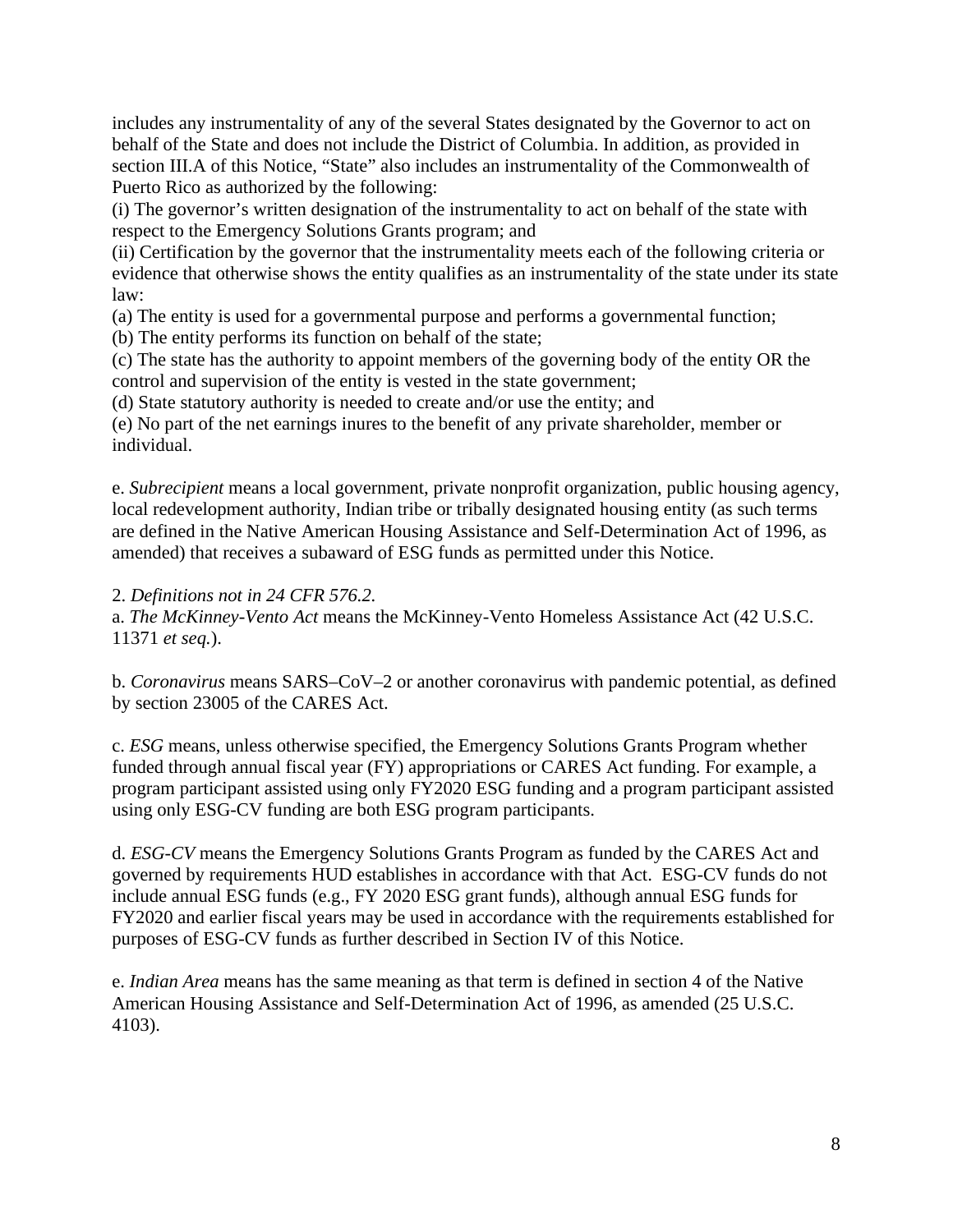includes any instrumentality of any of the several States designated by the Governor to act on behalf of the State and does not include the District of Columbia. In addition, as provided in section III.A of this Notice, "State" also includes an instrumentality of the Commonwealth of Puerto Rico as authorized by the following:

(i) The governor's written designation of the instrumentality to act on behalf of the state with respect to the Emergency Solutions Grants program; and

(ii) Certification by the governor that the instrumentality meets each of the following criteria or evidence that otherwise shows the entity qualifies as an instrumentality of the state under its state law:

(a) The entity is used for a governmental purpose and performs a governmental function;

(b) The entity performs its function on behalf of the state;

(c) The state has the authority to appoint members of the governing body of the entity OR the control and supervision of the entity is vested in the state government;

(d) State statutory authority is needed to create and/or use the entity; and

(e) No part of the net earnings inures to the benefit of any private shareholder, member or individual.

e. *Subrecipient* means a local government, private nonprofit organization, public housing agency, local redevelopment authority, Indian tribe or tribally designated housing entity (as such terms are defined in the Native American Housing Assistance and Self-Determination Act of 1996, as amended) that receives a subaward of ESG funds as permitted under this Notice.

2. *Definitions not in 24 CFR 576.2.*

a. *The McKinney-Vento Act* means the McKinney-Vento Homeless Assistance Act (42 U.S.C. 11371 *et seq.*).

b. *Coronavirus* means SARS–CoV–2 or another coronavirus with pandemic potential, as defined by section 23005 of the CARES Act.

c. *ESG* means, unless otherwise specified, the Emergency Solutions Grants Program whether funded through annual fiscal year (FY) appropriations or CARES Act funding. For example, a program participant assisted using only FY2020 ESG funding and a program participant assisted using only ESG-CV funding are both ESG program participants.

d. *ESG-CV* means the Emergency Solutions Grants Program as funded by the CARES Act and governed by requirements HUD establishes in accordance with that Act. ESG-CV funds do not include annual ESG funds (e.g., FY 2020 ESG grant funds), although annual ESG funds for FY2020 and earlier fiscal years may be used in accordance with the requirements established for purposes of ESG-CV funds as further described in Section IV of this Notice.

e. *Indian Area* means has the same meaning as that term is defined in section 4 of the Native American Housing Assistance and Self-Determination Act of 1996, as amended (25 U.S.C. 4103).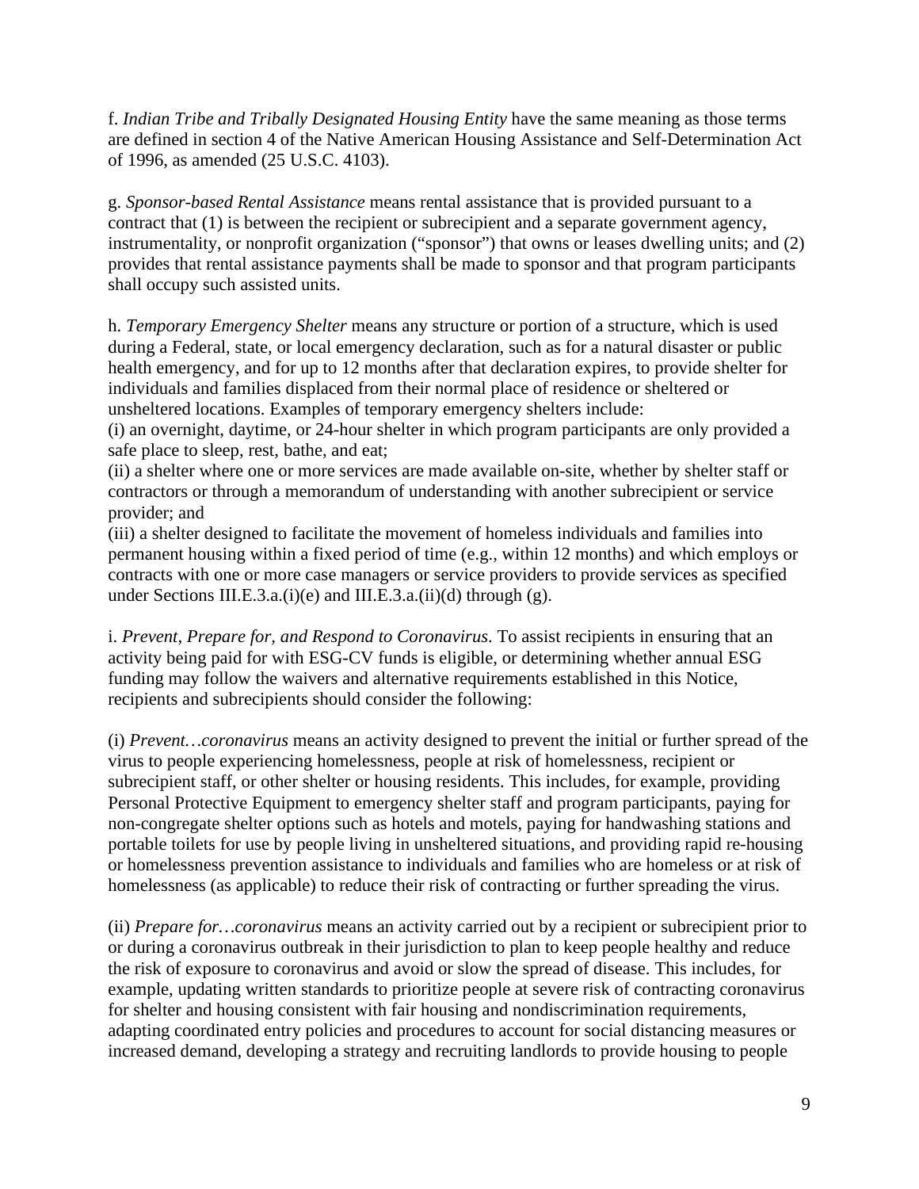f. *Indian Tribe and Tribally Designated Housing Entity* have the same meaning as those terms are defined in section 4 of the Native American Housing Assistance and Self-Determination Act of 1996, as amended (25 U.S.C. 4103).

g. *Sponsor-based Rental Assistance* means rental assistance that is provided pursuant to a contract that (1) is between the recipient or subrecipient and a separate government agency, instrumentality, or nonprofit organization ("sponsor") that owns or leases dwelling units; and (2) provides that rental assistance payments shall be made to sponsor and that program participants shall occupy such assisted units.

h. *Temporary Emergency Shelter* means any structure or portion of a structure, which is used during a Federal, state, or local emergency declaration, such as for a natural disaster or public health emergency, and for up to 12 months after that declaration expires, to provide shelter for individuals and families displaced from their normal place of residence or sheltered or unsheltered locations. Examples of temporary emergency shelters include:
(i) an overnight, daytime, or 24-hour shelter in which program participants are only provided a safe place to sleep, rest, bathe, and eat;
(ii) a shelter where one or more services are made available on-site, whether by shelter staff or contractors or through a memorandum of understanding with another subrecipient or service provider; and
(iii) a shelter designed to facilitate the movement of homeless individuals and families into permanent housing within a fixed period of time (e.g., within 12 months) and which employs or contracts with one or more case managers or service providers to provide services as specified under Sections III.E.3.a.(i)(e) and III.E.3.a.(ii)(d) through (g).

i. *Prevent, Prepare for, and Respond to Coronavirus*. To assist recipients in ensuring that an activity being paid for with ESG-CV funds is eligible, or determining whether annual ESG funding may follow the waivers and alternative requirements established in this Notice, recipients and subrecipients should consider the following:

(i) *Prevent…coronavirus* means an activity designed to prevent the initial or further spread of the virus to people experiencing homelessness, people at risk of homelessness, recipient or subrecipient staff, or other shelter or housing residents. This includes, for example, providing Personal Protective Equipment to emergency shelter staff and program participants, paying for non-congregate shelter options such as hotels and motels, paying for handwashing stations and portable toilets for use by people living in unsheltered situations, and providing rapid re-housing or homelessness prevention assistance to individuals and families who are homeless or at risk of homelessness (as applicable) to reduce their risk of contracting or further spreading the virus.

(ii) *Prepare for…coronavirus* means an activity carried out by a recipient or subrecipient prior to or during a coronavirus outbreak in their jurisdiction to plan to keep people healthy and reduce the risk of exposure to coronavirus and avoid or slow the spread of disease. This includes, for example, updating written standards to prioritize people at severe risk of contracting coronavirus for shelter and housing consistent with fair housing and nondiscrimination requirements, adapting coordinated entry policies and procedures to account for social distancing measures or increased demand, developing a strategy and recruiting landlords to provide housing to people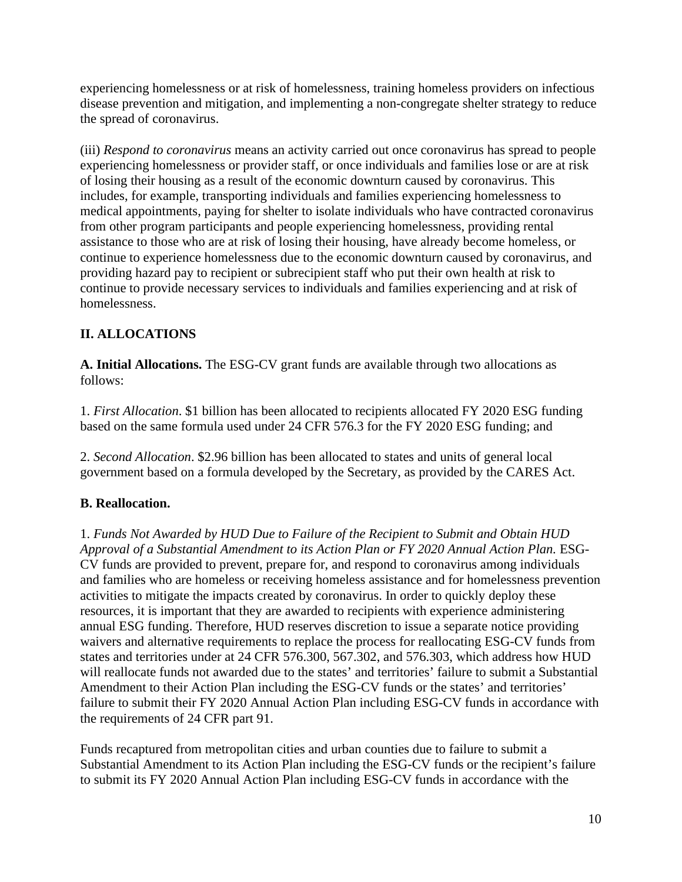experiencing homelessness or at risk of homelessness, training homeless providers on infectious disease prevention and mitigation, and implementing a non-congregate shelter strategy to reduce the spread of coronavirus.

(iii) *Respond to coronavirus* means an activity carried out once coronavirus has spread to people experiencing homelessness or provider staff, or once individuals and families lose or are at risk of losing their housing as a result of the economic downturn caused by coronavirus. This includes, for example, transporting individuals and families experiencing homelessness to medical appointments, paying for shelter to isolate individuals who have contracted coronavirus from other program participants and people experiencing homelessness, providing rental assistance to those who are at risk of losing their housing, have already become homeless, or continue to experience homelessness due to the economic downturn caused by coronavirus, and providing hazard pay to recipient or subrecipient staff who put their own health at risk to continue to provide necessary services to individuals and families experiencing and at risk of homelessness.

## II. ALLOCATIONS

**A. Initial Allocations.** The ESG-CV grant funds are available through two allocations as follows:

1. *First Allocation*. $1 billion has been allocated to recipients allocated FY 2020 ESG funding based on the same formula used under 24 CFR 576.3 for the FY 2020 ESG funding; and

2. *Second Allocation*. $2.96 billion has been allocated to states and units of general local government based on a formula developed by the Secretary, as provided by the CARES Act.

**B. Reallocation.**

1. *Funds Not Awarded by HUD Due to Failure of the Recipient to Submit and Obtain HUD Approval of a Substantial Amendment to its Action Plan or FY 2020 Annual Action Plan.* ESG-CV funds are provided to prevent, prepare for, and respond to coronavirus among individuals and families who are homeless or receiving homeless assistance and for homelessness prevention activities to mitigate the impacts created by coronavirus. In order to quickly deploy these resources, it is important that they are awarded to recipients with experience administering annual ESG funding. Therefore, HUD reserves discretion to issue a separate notice providing waivers and alternative requirements to replace the process for reallocating ESG-CV funds from states and territories under at 24 CFR 576.300, 567.302, and 576.303, which address how HUD will reallocate funds not awarded due to the states' and territories' failure to submit a Substantial Amendment to their Action Plan including the ESG-CV funds or the states' and territories' failure to submit their FY 2020 Annual Action Plan including ESG-CV funds in accordance with the requirements of 24 CFR part 91.

Funds recaptured from metropolitan cities and urban counties due to failure to submit a Substantial Amendment to its Action Plan including the ESG-CV funds or the recipient's failure to submit its FY 2020 Annual Action Plan including ESG-CV funds in accordance with the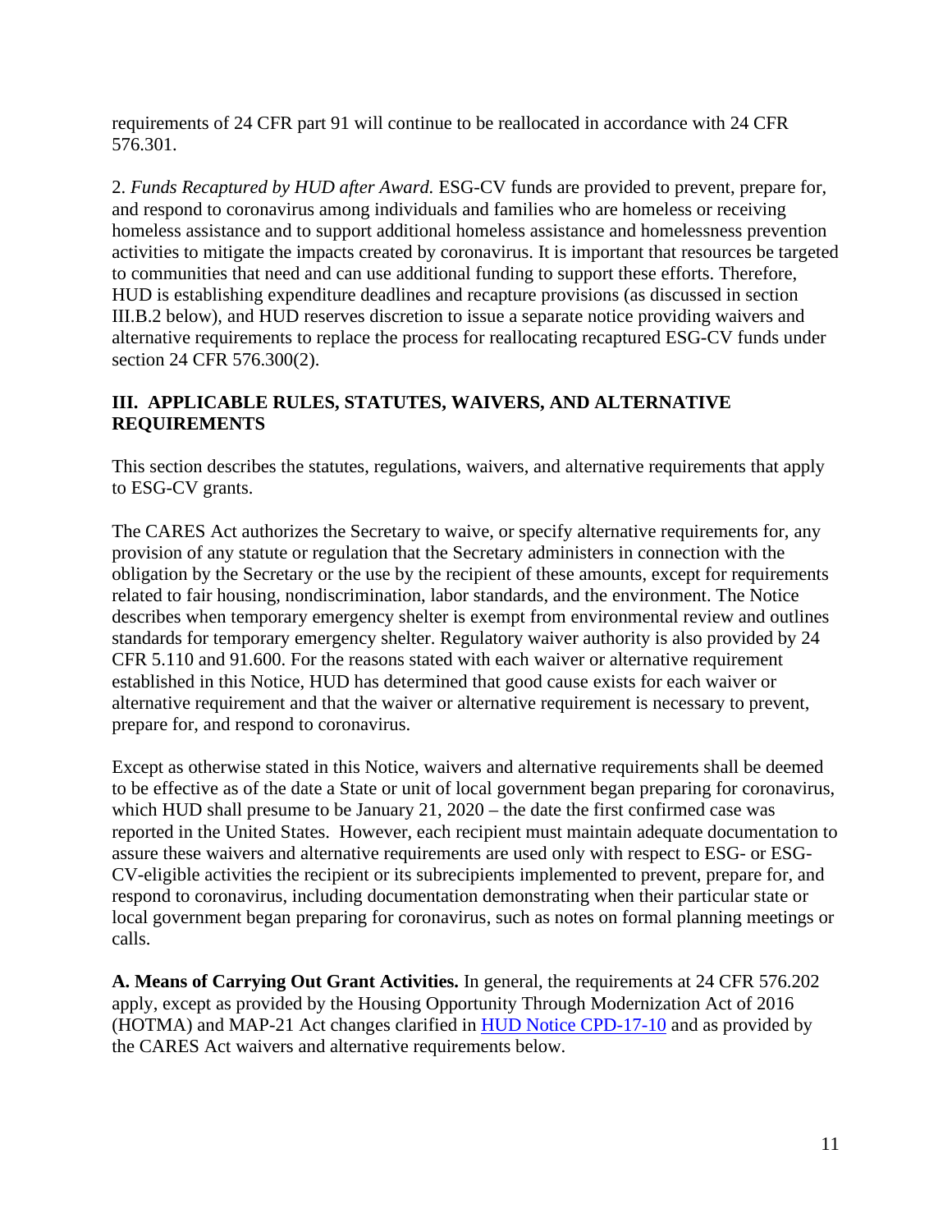requirements of 24 CFR part 91 will continue to be reallocated in accordance with 24 CFR 576.301.

2. *Funds Recaptured by HUD after Award.* ESG-CV funds are provided to prevent, prepare for, and respond to coronavirus among individuals and families who are homeless or receiving homeless assistance and to support additional homeless assistance and homelessness prevention activities to mitigate the impacts created by coronavirus. It is important that resources be targeted to communities that need and can use additional funding to support these efforts. Therefore, HUD is establishing expenditure deadlines and recapture provisions (as discussed in section III.B.2 below), and HUD reserves discretion to issue a separate notice providing waivers and alternative requirements to replace the process for reallocating recaptured ESG-CV funds under section 24 CFR 576.300(2).

## III. APPLICABLE RULES, STATUTES, WAIVERS, AND ALTERNATIVE REQUIREMENTS

This section describes the statutes, regulations, waivers, and alternative requirements that apply to ESG-CV grants.

The CARES Act authorizes the Secretary to waive, or specify alternative requirements for, any provision of any statute or regulation that the Secretary administers in connection with the obligation by the Secretary or the use by the recipient of these amounts, except for requirements related to fair housing, nondiscrimination, labor standards, and the environment. The Notice describes when temporary emergency shelter is exempt from environmental review and outlines standards for temporary emergency shelter. Regulatory waiver authority is also provided by 24 CFR 5.110 and 91.600. For the reasons stated with each waiver or alternative requirement established in this Notice, HUD has determined that good cause exists for each waiver or alternative requirement and that the waiver or alternative requirement is necessary to prevent, prepare for, and respond to coronavirus.

Except as otherwise stated in this Notice, waivers and alternative requirements shall be deemed to be effective as of the date a State or unit of local government began preparing for coronavirus, which HUD shall presume to be January 21, 2020 – the date the first confirmed case was reported in the United States. However, each recipient must maintain adequate documentation to assure these waivers and alternative requirements are used only with respect to ESG- or ESG-CV-eligible activities the recipient or its subrecipients implemented to prevent, prepare for, and respond to coronavirus, including documentation demonstrating when their particular state or local government began preparing for coronavirus, such as notes on formal planning meetings or calls.

**A. Means of Carrying Out Grant Activities.** In general, the requirements at 24 CFR 576.202 apply, except as provided by the Housing Opportunity Through Modernization Act of 2016 (HOTMA) and MAP-21 Act changes clarified in HUD Notice CPD-17-10 and as provided by the CARES Act waivers and alternative requirements below.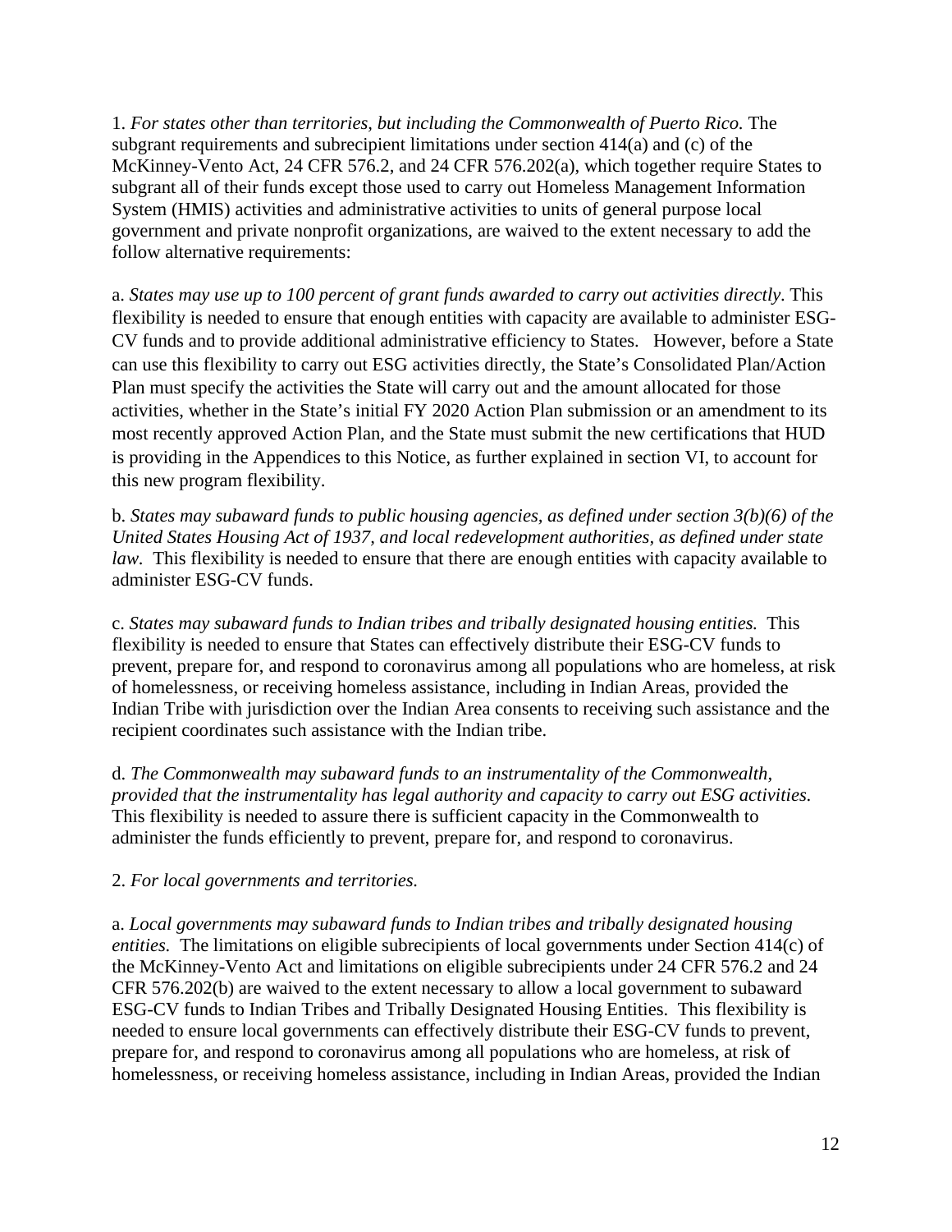1. *For states other than territories, but including the Commonwealth of Puerto Rico.* The subgrant requirements and subrecipient limitations under section 414(a) and (c) of the McKinney-Vento Act, 24 CFR 576.2, and 24 CFR 576.202(a), which together require States to subgrant all of their funds except those used to carry out Homeless Management Information System (HMIS) activities and administrative activities to units of general purpose local government and private nonprofit organizations, are waived to the extent necessary to add the follow alternative requirements:

a. *States may use up to 100 percent of grant funds awarded to carry out activities directly*. This flexibility is needed to ensure that enough entities with capacity are available to administer ESG-CV funds and to provide additional administrative efficiency to States. However, before a State can use this flexibility to carry out ESG activities directly, the State's Consolidated Plan/Action Plan must specify the activities the State will carry out and the amount allocated for those activities, whether in the State's initial FY 2020 Action Plan submission or an amendment to its most recently approved Action Plan, and the State must submit the new certifications that HUD is providing in the Appendices to this Notice, as further explained in section VI, to account for this new program flexibility.

b. *States may subaward funds to public housing agencies, as defined under section 3(b)(6) of the United States Housing Act of 1937, and local redevelopment authorities, as defined under state law.* This flexibility is needed to ensure that there are enough entities with capacity available to administer ESG-CV funds.

c. *States may subaward funds to Indian tribes and tribally designated housing entities.* This flexibility is needed to ensure that States can effectively distribute their ESG-CV funds to prevent, prepare for, and respond to coronavirus among all populations who are homeless, at risk of homelessness, or receiving homeless assistance, including in Indian Areas, provided the Indian Tribe with jurisdiction over the Indian Area consents to receiving such assistance and the recipient coordinates such assistance with the Indian tribe.

d. *The Commonwealth may subaward funds to an instrumentality of the Commonwealth, provided that the instrumentality has legal authority and capacity to carry out ESG activities.* This flexibility is needed to assure there is sufficient capacity in the Commonwealth to administer the funds efficiently to prevent, prepare for, and respond to coronavirus.

2. *For local governments and territories.*

a. *Local governments may subaward funds to Indian tribes and tribally designated housing entities.* The limitations on eligible subrecipients of local governments under Section 414(c) of the McKinney-Vento Act and limitations on eligible subrecipients under 24 CFR 576.2 and 24 CFR 576.202(b) are waived to the extent necessary to allow a local government to subaward ESG-CV funds to Indian Tribes and Tribally Designated Housing Entities. This flexibility is needed to ensure local governments can effectively distribute their ESG-CV funds to prevent, prepare for, and respond to coronavirus among all populations who are homeless, at risk of homelessness, or receiving homeless assistance, including in Indian Areas, provided the Indian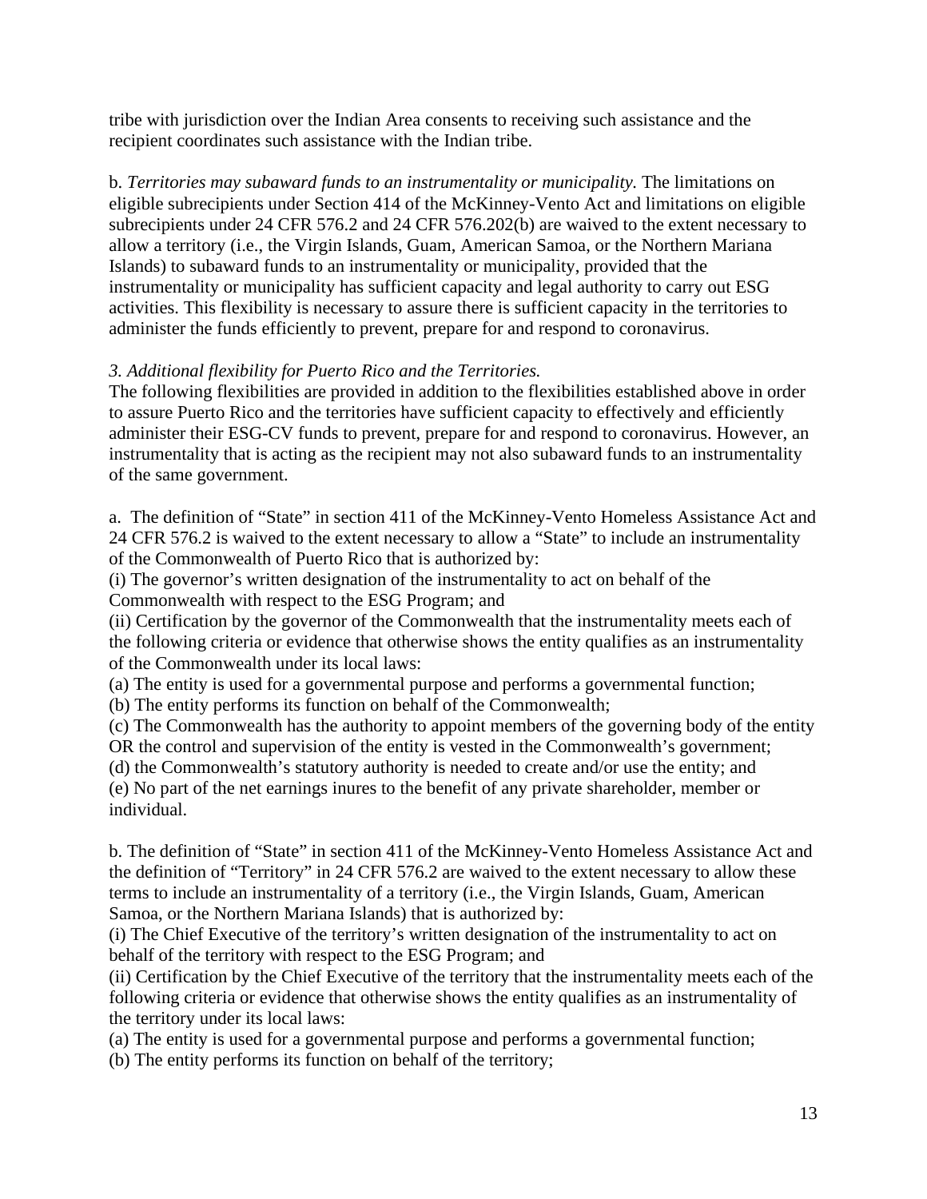tribe with jurisdiction over the Indian Area consents to receiving such assistance and the recipient coordinates such assistance with the Indian tribe.

b. *Territories may subaward funds to an instrumentality or municipality.* The limitations on eligible subrecipients under Section 414 of the McKinney-Vento Act and limitations on eligible subrecipients under 24 CFR 576.2 and 24 CFR 576.202(b) are waived to the extent necessary to allow a territory (i.e., the Virgin Islands, Guam, American Samoa, or the Northern Mariana Islands) to subaward funds to an instrumentality or municipality, provided that the instrumentality or municipality has sufficient capacity and legal authority to carry out ESG activities. This flexibility is necessary to assure there is sufficient capacity in the territories to administer the funds efficiently to prevent, prepare for and respond to coronavirus.

*3. Additional flexibility for Puerto Rico and the Territories.*

The following flexibilities are provided in addition to the flexibilities established above in order to assure Puerto Rico and the territories have sufficient capacity to effectively and efficiently administer their ESG-CV funds to prevent, prepare for and respond to coronavirus. However, an instrumentality that is acting as the recipient may not also subaward funds to an instrumentality of the same government.

a. The definition of "State" in section 411 of the McKinney-Vento Homeless Assistance Act and 24 CFR 576.2 is waived to the extent necessary to allow a "State" to include an instrumentality of the Commonwealth of Puerto Rico that is authorized by:

(i) The governor's written designation of the instrumentality to act on behalf of the Commonwealth with respect to the ESG Program; and

(ii) Certification by the governor of the Commonwealth that the instrumentality meets each of the following criteria or evidence that otherwise shows the entity qualifies as an instrumentality of the Commonwealth under its local laws:

(a) The entity is used for a governmental purpose and performs a governmental function;

(b) The entity performs its function on behalf of the Commonwealth;

(c) The Commonwealth has the authority to appoint members of the governing body of the entity OR the control and supervision of the entity is vested in the Commonwealth's government;

(d) the Commonwealth's statutory authority is needed to create and/or use the entity; and

(e) No part of the net earnings inures to the benefit of any private shareholder, member or individual.

b. The definition of "State" in section 411 of the McKinney-Vento Homeless Assistance Act and the definition of "Territory" in 24 CFR 576.2 are waived to the extent necessary to allow these terms to include an instrumentality of a territory (i.e., the Virgin Islands, Guam, American Samoa, or the Northern Mariana Islands) that is authorized by:

(i) The Chief Executive of the territory's written designation of the instrumentality to act on behalf of the territory with respect to the ESG Program; and

(ii) Certification by the Chief Executive of the territory that the instrumentality meets each of the following criteria or evidence that otherwise shows the entity qualifies as an instrumentality of the territory under its local laws:

(a) The entity is used for a governmental purpose and performs a governmental function;

(b) The entity performs its function on behalf of the territory;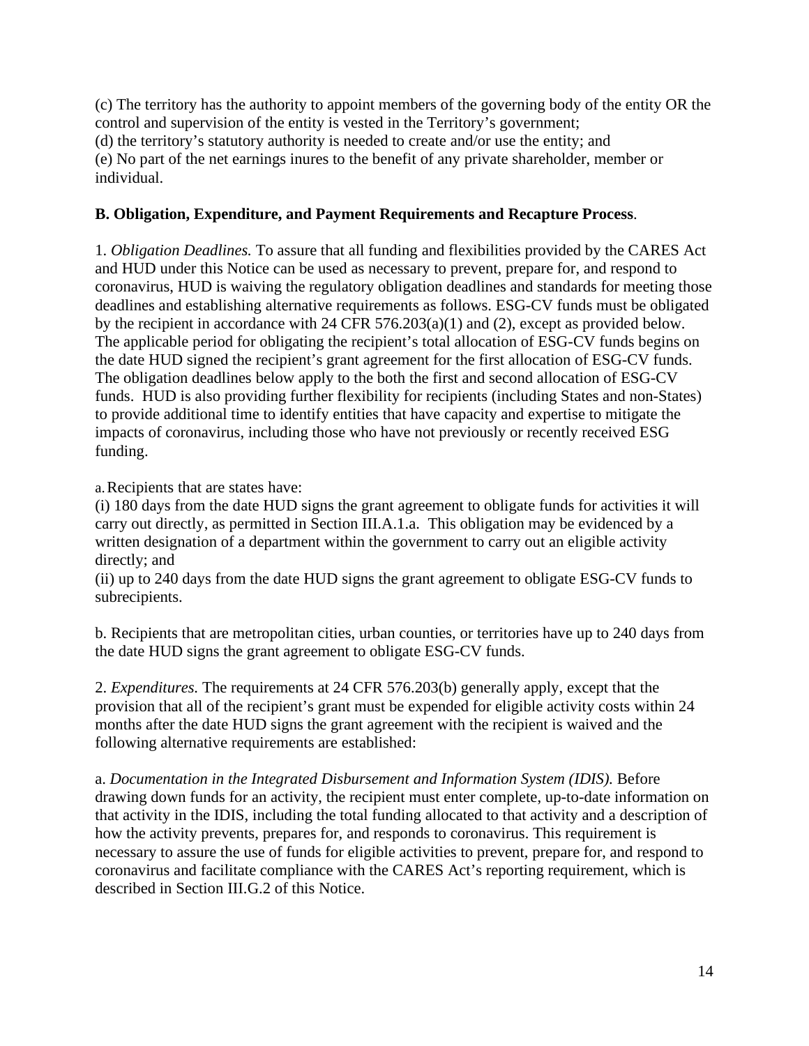(c) The territory has the authority to appoint members of the governing body of the entity OR the control and supervision of the entity is vested in the Territory's government;
(d) the territory's statutory authority is needed to create and/or use the entity; and
(e) No part of the net earnings inures to the benefit of any private shareholder, member or individual.

**B. Obligation, Expenditure, and Payment Requirements and Recapture Process**.

1. *Obligation Deadlines.* To assure that all funding and flexibilities provided by the CARES Act and HUD under this Notice can be used as necessary to prevent, prepare for, and respond to coronavirus, HUD is waiving the regulatory obligation deadlines and standards for meeting those deadlines and establishing alternative requirements as follows. ESG-CV funds must be obligated by the recipient in accordance with 24 CFR 576.203(a)(1) and (2), except as provided below. The applicable period for obligating the recipient's total allocation of ESG-CV funds begins on the date HUD signed the recipient's grant agreement for the first allocation of ESG-CV funds. The obligation deadlines below apply to the both the first and second allocation of ESG-CV funds. HUD is also providing further flexibility for recipients (including States and non-States) to provide additional time to identify entities that have capacity and expertise to mitigate the impacts of coronavirus, including those who have not previously or recently received ESG funding.

a. Recipients that are states have:
(i) 180 days from the date HUD signs the grant agreement to obligate funds for activities it will carry out directly, as permitted in Section III.A.1.a. This obligation may be evidenced by a written designation of a department within the government to carry out an eligible activity directly; and
(ii) up to 240 days from the date HUD signs the grant agreement to obligate ESG-CV funds to subrecipients.

b. Recipients that are metropolitan cities, urban counties, or territories have up to 240 days from the date HUD signs the grant agreement to obligate ESG-CV funds.

2. *Expenditures.* The requirements at 24 CFR 576.203(b) generally apply, except that the provision that all of the recipient's grant must be expended for eligible activity costs within 24 months after the date HUD signs the grant agreement with the recipient is waived and the following alternative requirements are established:

a. *Documentation in the Integrated Disbursement and Information System (IDIS).* Before drawing down funds for an activity, the recipient must enter complete, up-to-date information on that activity in the IDIS, including the total funding allocated to that activity and a description of how the activity prevents, prepares for, and responds to coronavirus. This requirement is necessary to assure the use of funds for eligible activities to prevent, prepare for, and respond to coronavirus and facilitate compliance with the CARES Act's reporting requirement, which is described in Section III.G.2 of this Notice.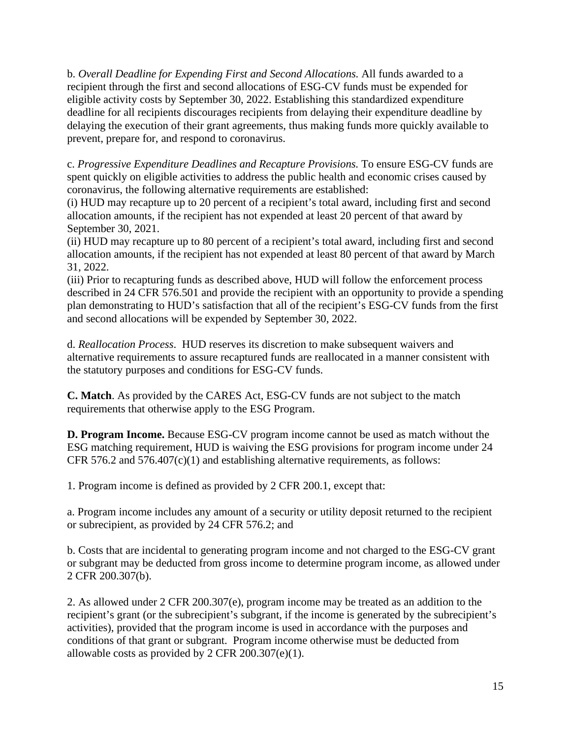b. *Overall Deadline for Expending First and Second Allocations.* All funds awarded to a recipient through the first and second allocations of ESG-CV funds must be expended for eligible activity costs by September 30, 2022. Establishing this standardized expenditure deadline for all recipients discourages recipients from delaying their expenditure deadline by delaying the execution of their grant agreements, thus making funds more quickly available to prevent, prepare for, and respond to coronavirus.

c. *Progressive Expenditure Deadlines and Recapture Provisions.* To ensure ESG-CV funds are spent quickly on eligible activities to address the public health and economic crises caused by coronavirus, the following alternative requirements are established:
(i) HUD may recapture up to 20 percent of a recipient's total award, including first and second allocation amounts, if the recipient has not expended at least 20 percent of that award by September 30, 2021.
(ii) HUD may recapture up to 80 percent of a recipient's total award, including first and second allocation amounts, if the recipient has not expended at least 80 percent of that award by March 31, 2022.
(iii) Prior to recapturing funds as described above, HUD will follow the enforcement process described in 24 CFR 576.501 and provide the recipient with an opportunity to provide a spending plan demonstrating to HUD's satisfaction that all of the recipient's ESG-CV funds from the first and second allocations will be expended by September 30, 2022.

d. *Reallocation Process*. HUD reserves its discretion to make subsequent waivers and alternative requirements to assure recaptured funds are reallocated in a manner consistent with the statutory purposes and conditions for ESG-CV funds.

**C. Match**. As provided by the CARES Act, ESG-CV funds are not subject to the match requirements that otherwise apply to the ESG Program.

**D. Program Income.** Because ESG-CV program income cannot be used as match without the ESG matching requirement, HUD is waiving the ESG provisions for program income under 24 CFR 576.2 and 576.407(c)(1) and establishing alternative requirements, as follows:

1. Program income is defined as provided by 2 CFR 200.1, except that:

a. Program income includes any amount of a security or utility deposit returned to the recipient or subrecipient, as provided by 24 CFR 576.2; and

b. Costs that are incidental to generating program income and not charged to the ESG-CV grant or subgrant may be deducted from gross income to determine program income, as allowed under 2 CFR 200.307(b).

2. As allowed under 2 CFR 200.307(e), program income may be treated as an addition to the recipient's grant (or the subrecipient's subgrant, if the income is generated by the subrecipient's activities), provided that the program income is used in accordance with the purposes and conditions of that grant or subgrant. Program income otherwise must be deducted from allowable costs as provided by 2 CFR 200.307(e)(1).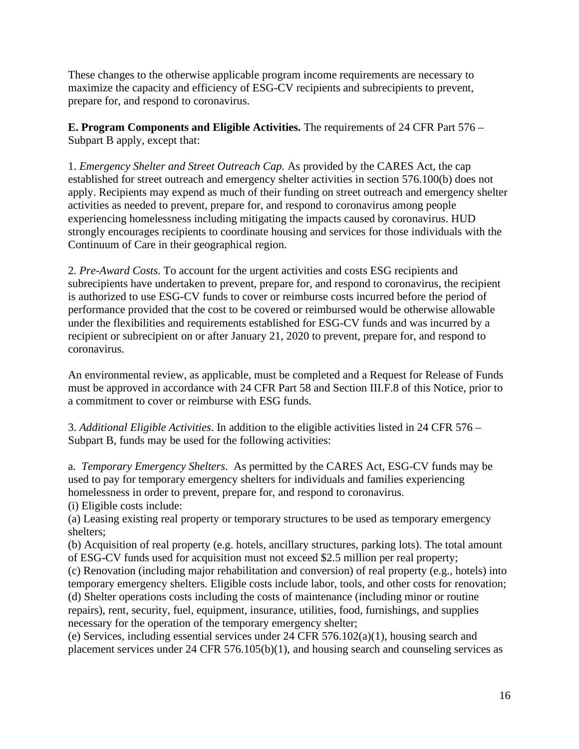These changes to the otherwise applicable program income requirements are necessary to maximize the capacity and efficiency of ESG-CV recipients and subrecipients to prevent, prepare for, and respond to coronavirus.

**E. Program Components and Eligible Activities.** The requirements of 24 CFR Part 576 – Subpart B apply, except that:

1. *Emergency Shelter and Street Outreach Cap.* As provided by the CARES Act, the cap established for street outreach and emergency shelter activities in section 576.100(b) does not apply. Recipients may expend as much of their funding on street outreach and emergency shelter activities as needed to prevent, prepare for, and respond to coronavirus among people experiencing homelessness including mitigating the impacts caused by coronavirus. HUD strongly encourages recipients to coordinate housing and services for those individuals with the Continuum of Care in their geographical region.

2. *Pre-Award Costs.* To account for the urgent activities and costs ESG recipients and subrecipients have undertaken to prevent, prepare for, and respond to coronavirus, the recipient is authorized to use ESG-CV funds to cover or reimburse costs incurred before the period of performance provided that the cost to be covered or reimbursed would be otherwise allowable under the flexibilities and requirements established for ESG-CV funds and was incurred by a recipient or subrecipient on or after January 21, 2020 to prevent, prepare for, and respond to coronavirus.

An environmental review, as applicable, must be completed and a Request for Release of Funds must be approved in accordance with 24 CFR Part 58 and Section III.F.8 of this Notice, prior to a commitment to cover or reimburse with ESG funds.

3. *Additional Eligible Activities*. In addition to the eligible activities listed in 24 CFR 576 – Subpart B, funds may be used for the following activities:

a. *Temporary Emergency Shelters*. As permitted by the CARES Act, ESG-CV funds may be used to pay for temporary emergency shelters for individuals and families experiencing homelessness in order to prevent, prepare for, and respond to coronavirus.
(i) Eligible costs include:
(a) Leasing existing real property or temporary structures to be used as temporary emergency shelters;
(b) Acquisition of real property (e.g. hotels, ancillary structures, parking lots). The total amount of ESG-CV funds used for acquisition must not exceed $2.5 million per real property;
(c) Renovation (including major rehabilitation and conversion) of real property (e.g., hotels) into temporary emergency shelters. Eligible costs include labor, tools, and other costs for renovation;
(d) Shelter operations costs including the costs of maintenance (including minor or routine repairs), rent, security, fuel, equipment, insurance, utilities, food, furnishings, and supplies necessary for the operation of the temporary emergency shelter;
(e) Services, including essential services under 24 CFR 576.102(a)(1), housing search and placement services under 24 CFR 576.105(b)(1), and housing search and counseling services as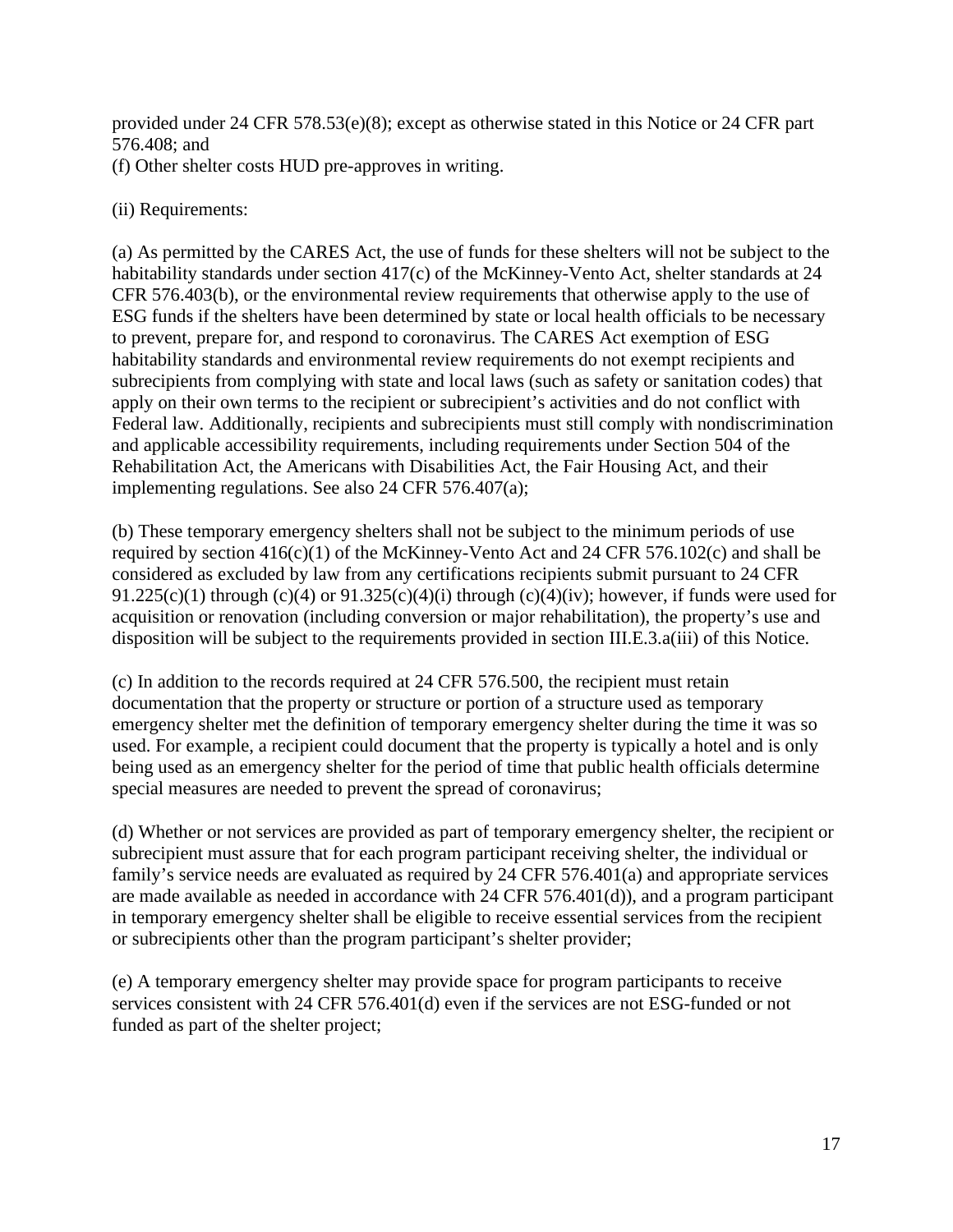provided under 24 CFR 578.53(e)(8); except as otherwise stated in this Notice or 24 CFR part 576.408; and

(f) Other shelter costs HUD pre-approves in writing.

(ii) Requirements:

(a) As permitted by the CARES Act, the use of funds for these shelters will not be subject to the habitability standards under section 417(c) of the McKinney-Vento Act, shelter standards at 24 CFR 576.403(b), or the environmental review requirements that otherwise apply to the use of ESG funds if the shelters have been determined by state or local health officials to be necessary to prevent, prepare for, and respond to coronavirus. The CARES Act exemption of ESG habitability standards and environmental review requirements do not exempt recipients and subrecipients from complying with state and local laws (such as safety or sanitation codes) that apply on their own terms to the recipient or subrecipient's activities and do not conflict with Federal law. Additionally, recipients and subrecipients must still comply with nondiscrimination and applicable accessibility requirements, including requirements under Section 504 of the Rehabilitation Act, the Americans with Disabilities Act, the Fair Housing Act, and their implementing regulations. See also 24 CFR 576.407(a);

(b) These temporary emergency shelters shall not be subject to the minimum periods of use required by section 416(c)(1) of the McKinney-Vento Act and 24 CFR 576.102(c) and shall be considered as excluded by law from any certifications recipients submit pursuant to 24 CFR 91.225(c)(1) through (c)(4) or 91.325(c)(4)(i) through (c)(4)(iv); however, if funds were used for acquisition or renovation (including conversion or major rehabilitation), the property's use and disposition will be subject to the requirements provided in section III.E.3.a(iii) of this Notice.

(c) In addition to the records required at 24 CFR 576.500, the recipient must retain documentation that the property or structure or portion of a structure used as temporary emergency shelter met the definition of temporary emergency shelter during the time it was so used. For example, a recipient could document that the property is typically a hotel and is only being used as an emergency shelter for the period of time that public health officials determine special measures are needed to prevent the spread of coronavirus;

(d) Whether or not services are provided as part of temporary emergency shelter, the recipient or subrecipient must assure that for each program participant receiving shelter, the individual or family's service needs are evaluated as required by 24 CFR 576.401(a) and appropriate services are made available as needed in accordance with 24 CFR 576.401(d)), and a program participant in temporary emergency shelter shall be eligible to receive essential services from the recipient or subrecipients other than the program participant's shelter provider;

(e) A temporary emergency shelter may provide space for program participants to receive services consistent with 24 CFR 576.401(d) even if the services are not ESG-funded or not funded as part of the shelter project;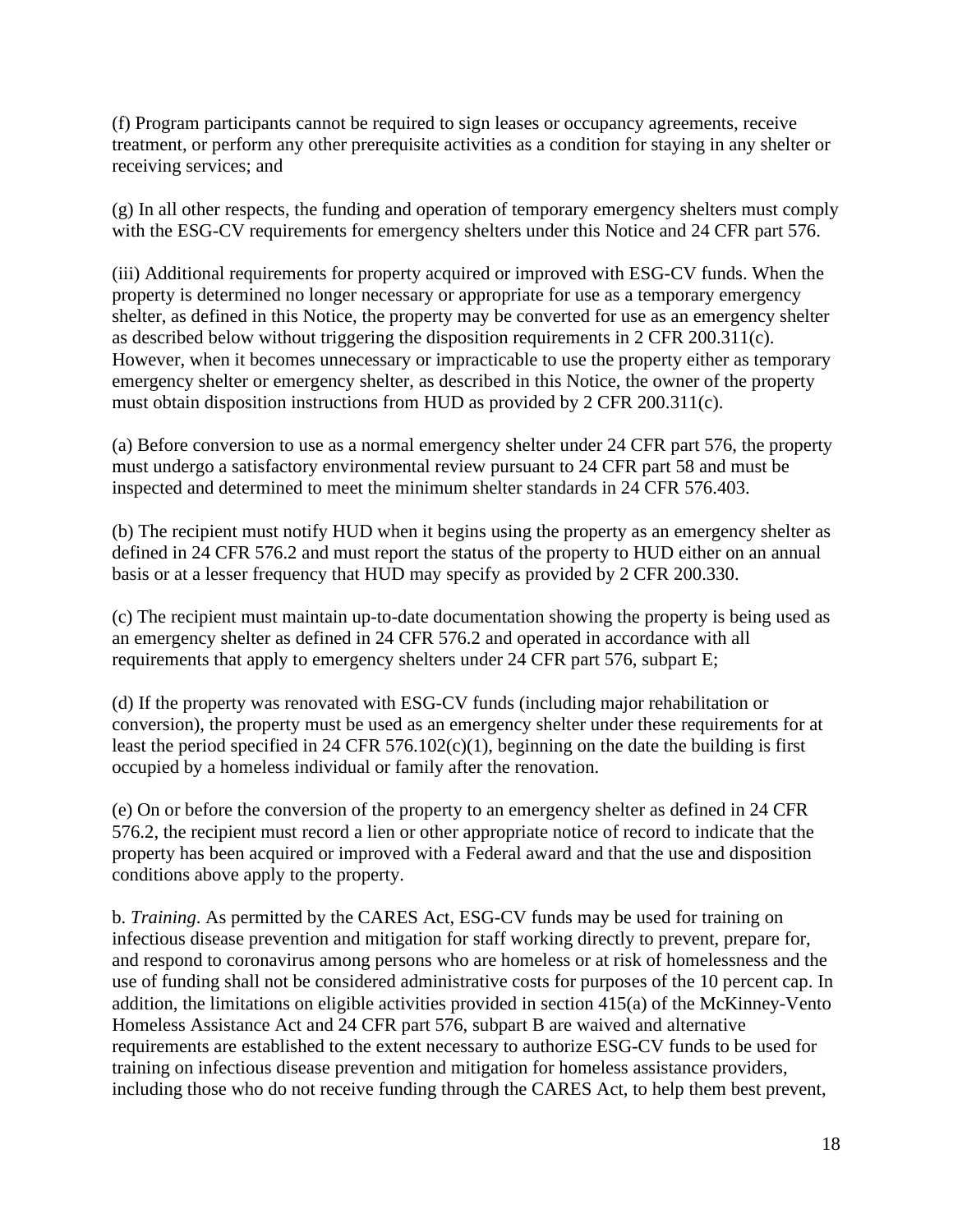(f) Program participants cannot be required to sign leases or occupancy agreements, receive treatment, or perform any other prerequisite activities as a condition for staying in any shelter or receiving services; and

(g) In all other respects, the funding and operation of temporary emergency shelters must comply with the ESG-CV requirements for emergency shelters under this Notice and 24 CFR part 576.

(iii) Additional requirements for property acquired or improved with ESG-CV funds. When the property is determined no longer necessary or appropriate for use as a temporary emergency shelter, as defined in this Notice, the property may be converted for use as an emergency shelter as described below without triggering the disposition requirements in 2 CFR 200.311(c). However, when it becomes unnecessary or impracticable to use the property either as temporary emergency shelter or emergency shelter, as described in this Notice, the owner of the property must obtain disposition instructions from HUD as provided by 2 CFR 200.311(c).

(a) Before conversion to use as a normal emergency shelter under 24 CFR part 576, the property must undergo a satisfactory environmental review pursuant to 24 CFR part 58 and must be inspected and determined to meet the minimum shelter standards in 24 CFR 576.403.

(b) The recipient must notify HUD when it begins using the property as an emergency shelter as defined in 24 CFR 576.2 and must report the status of the property to HUD either on an annual basis or at a lesser frequency that HUD may specify as provided by 2 CFR 200.330.

(c) The recipient must maintain up-to-date documentation showing the property is being used as an emergency shelter as defined in 24 CFR 576.2 and operated in accordance with all requirements that apply to emergency shelters under 24 CFR part 576, subpart E;

(d) If the property was renovated with ESG-CV funds (including major rehabilitation or conversion), the property must be used as an emergency shelter under these requirements for at least the period specified in 24 CFR 576.102(c)(1), beginning on the date the building is first occupied by a homeless individual or family after the renovation.

(e) On or before the conversion of the property to an emergency shelter as defined in 24 CFR 576.2, the recipient must record a lien or other appropriate notice of record to indicate that the property has been acquired or improved with a Federal award and that the use and disposition conditions above apply to the property.

b. *Training*. As permitted by the CARES Act, ESG-CV funds may be used for training on infectious disease prevention and mitigation for staff working directly to prevent, prepare for, and respond to coronavirus among persons who are homeless or at risk of homelessness and the use of funding shall not be considered administrative costs for purposes of the 10 percent cap. In addition, the limitations on eligible activities provided in section 415(a) of the McKinney-Vento Homeless Assistance Act and 24 CFR part 576, subpart B are waived and alternative requirements are established to the extent necessary to authorize ESG-CV funds to be used for training on infectious disease prevention and mitigation for homeless assistance providers, including those who do not receive funding through the CARES Act, to help them best prevent,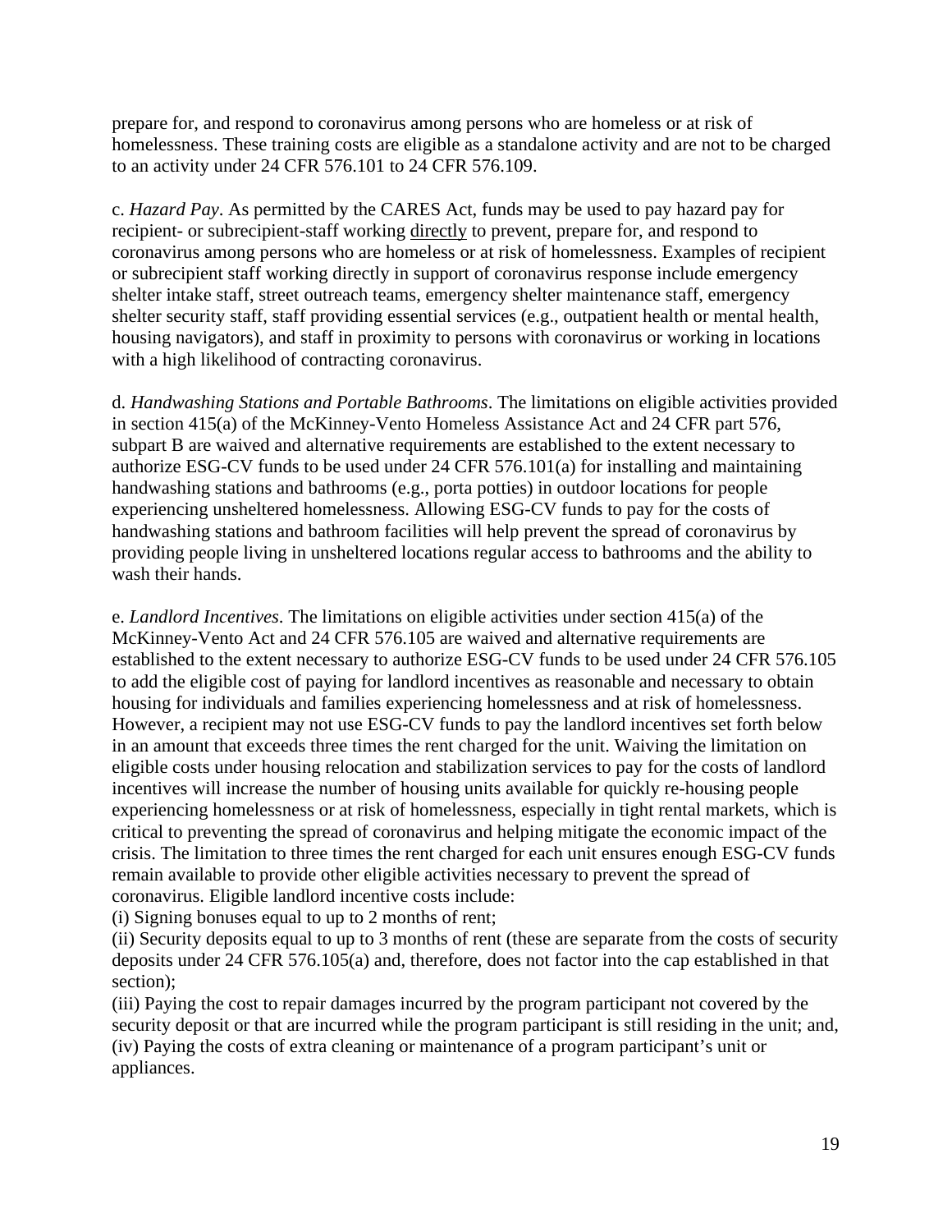prepare for, and respond to coronavirus among persons who are homeless or at risk of homelessness. These training costs are eligible as a standalone activity and are not to be charged to an activity under 24 CFR 576.101 to 24 CFR 576.109.

c. *Hazard Pay*. As permitted by the CARES Act, funds may be used to pay hazard pay for recipient- or subrecipient-staff working <u>directly</u> to prevent, prepare for, and respond to coronavirus among persons who are homeless or at risk of homelessness. Examples of recipient or subrecipient staff working directly in support of coronavirus response include emergency shelter intake staff, street outreach teams, emergency shelter maintenance staff, emergency shelter security staff, staff providing essential services (e.g., outpatient health or mental health, housing navigators), and staff in proximity to persons with coronavirus or working in locations with a high likelihood of contracting coronavirus.

d. *Handwashing Stations and Portable Bathrooms*. The limitations on eligible activities provided in section 415(a) of the McKinney-Vento Homeless Assistance Act and 24 CFR part 576, subpart B are waived and alternative requirements are established to the extent necessary to authorize ESG-CV funds to be used under 24 CFR 576.101(a) for installing and maintaining handwashing stations and bathrooms (e.g., porta potties) in outdoor locations for people experiencing unsheltered homelessness. Allowing ESG-CV funds to pay for the costs of handwashing stations and bathroom facilities will help prevent the spread of coronavirus by providing people living in unsheltered locations regular access to bathrooms and the ability to wash their hands.

e. *Landlord Incentives*. The limitations on eligible activities under section 415(a) of the McKinney-Vento Act and 24 CFR 576.105 are waived and alternative requirements are established to the extent necessary to authorize ESG-CV funds to be used under 24 CFR 576.105 to add the eligible cost of paying for landlord incentives as reasonable and necessary to obtain housing for individuals and families experiencing homelessness and at risk of homelessness. However, a recipient may not use ESG-CV funds to pay the landlord incentives set forth below in an amount that exceeds three times the rent charged for the unit. Waiving the limitation on eligible costs under housing relocation and stabilization services to pay for the costs of landlord incentives will increase the number of housing units available for quickly re-housing people experiencing homelessness or at risk of homelessness, especially in tight rental markets, which is critical to preventing the spread of coronavirus and helping mitigate the economic impact of the crisis. The limitation to three times the rent charged for each unit ensures enough ESG-CV funds remain available to provide other eligible activities necessary to prevent the spread of coronavirus. Eligible landlord incentive costs include:
(i) Signing bonuses equal to up to 2 months of rent;
(ii) Security deposits equal to up to 3 months of rent (these are separate from the costs of security deposits under 24 CFR 576.105(a) and, therefore, does not factor into the cap established in that section);
(iii) Paying the cost to repair damages incurred by the program participant not covered by the security deposit or that are incurred while the program participant is still residing in the unit; and,
(iv) Paying the costs of extra cleaning or maintenance of a program participant's unit or appliances.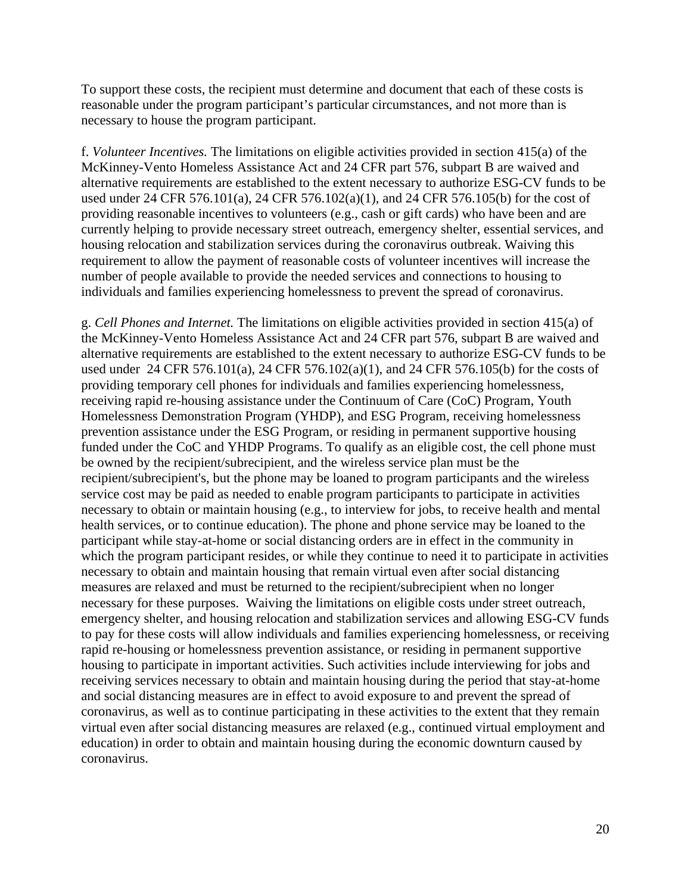To support these costs, the recipient must determine and document that each of these costs is reasonable under the program participant's particular circumstances, and not more than is necessary to house the program participant.

f. *Volunteer Incentives.* The limitations on eligible activities provided in section 415(a) of the McKinney-Vento Homeless Assistance Act and 24 CFR part 576, subpart B are waived and alternative requirements are established to the extent necessary to authorize ESG-CV funds to be used under 24 CFR 576.101(a), 24 CFR 576.102(a)(1), and 24 CFR 576.105(b) for the cost of providing reasonable incentives to volunteers (e.g., cash or gift cards) who have been and are currently helping to provide necessary street outreach, emergency shelter, essential services, and housing relocation and stabilization services during the coronavirus outbreak. Waiving this requirement to allow the payment of reasonable costs of volunteer incentives will increase the number of people available to provide the needed services and connections to housing to individuals and families experiencing homelessness to prevent the spread of coronavirus.

g. *Cell Phones and Internet.* The limitations on eligible activities provided in section 415(a) of the McKinney-Vento Homeless Assistance Act and 24 CFR part 576, subpart B are waived and alternative requirements are established to the extent necessary to authorize ESG-CV funds to be used under 24 CFR 576.101(a), 24 CFR 576.102(a)(1), and 24 CFR 576.105(b) for the costs of providing temporary cell phones for individuals and families experiencing homelessness, receiving rapid re-housing assistance under the Continuum of Care (CoC) Program, Youth Homelessness Demonstration Program (YHDP), and ESG Program, receiving homelessness prevention assistance under the ESG Program, or residing in permanent supportive housing funded under the CoC and YHDP Programs. To qualify as an eligible cost, the cell phone must be owned by the recipient/subrecipient, and the wireless service plan must be the recipient/subrecipient's, but the phone may be loaned to program participants and the wireless service cost may be paid as needed to enable program participants to participate in activities necessary to obtain or maintain housing (e.g., to interview for jobs, to receive health and mental health services, or to continue education). The phone and phone service may be loaned to the participant while stay-at-home or social distancing orders are in effect in the community in which the program participant resides, or while they continue to need it to participate in activities necessary to obtain and maintain housing that remain virtual even after social distancing measures are relaxed and must be returned to the recipient/subrecipient when no longer necessary for these purposes. Waiving the limitations on eligible costs under street outreach, emergency shelter, and housing relocation and stabilization services and allowing ESG-CV funds to pay for these costs will allow individuals and families experiencing homelessness, or receiving rapid re-housing or homelessness prevention assistance, or residing in permanent supportive housing to participate in important activities. Such activities include interviewing for jobs and receiving services necessary to obtain and maintain housing during the period that stay-at-home and social distancing measures are in effect to avoid exposure to and prevent the spread of coronavirus, as well as to continue participating in these activities to the extent that they remain virtual even after social distancing measures are relaxed (e.g., continued virtual employment and education) in order to obtain and maintain housing during the economic downturn caused by coronavirus.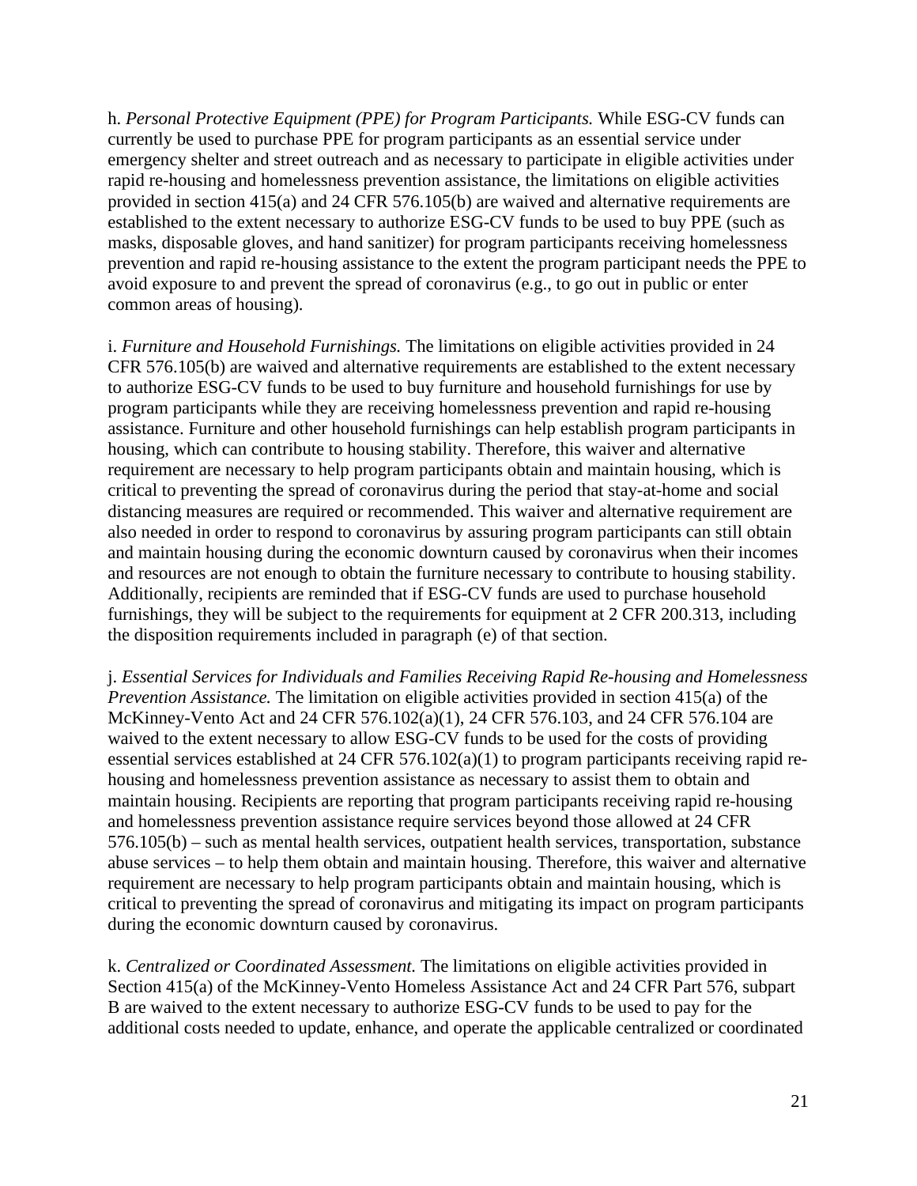h. *Personal Protective Equipment (PPE) for Program Participants.* While ESG-CV funds can currently be used to purchase PPE for program participants as an essential service under emergency shelter and street outreach and as necessary to participate in eligible activities under rapid re-housing and homelessness prevention assistance, the limitations on eligible activities provided in section 415(a) and 24 CFR 576.105(b) are waived and alternative requirements are established to the extent necessary to authorize ESG-CV funds to be used to buy PPE (such as masks, disposable gloves, and hand sanitizer) for program participants receiving homelessness prevention and rapid re-housing assistance to the extent the program participant needs the PPE to avoid exposure to and prevent the spread of coronavirus (e.g., to go out in public or enter common areas of housing).

i. *Furniture and Household Furnishings.* The limitations on eligible activities provided in 24 CFR 576.105(b) are waived and alternative requirements are established to the extent necessary to authorize ESG-CV funds to be used to buy furniture and household furnishings for use by program participants while they are receiving homelessness prevention and rapid re-housing assistance. Furniture and other household furnishings can help establish program participants in housing, which can contribute to housing stability. Therefore, this waiver and alternative requirement are necessary to help program participants obtain and maintain housing, which is critical to preventing the spread of coronavirus during the period that stay-at-home and social distancing measures are required or recommended. This waiver and alternative requirement are also needed in order to respond to coronavirus by assuring program participants can still obtain and maintain housing during the economic downturn caused by coronavirus when their incomes and resources are not enough to obtain the furniture necessary to contribute to housing stability. Additionally, recipients are reminded that if ESG-CV funds are used to purchase household furnishings, they will be subject to the requirements for equipment at 2 CFR 200.313, including the disposition requirements included in paragraph (e) of that section.

j. *Essential Services for Individuals and Families Receiving Rapid Re-housing and Homelessness Prevention Assistance.* The limitation on eligible activities provided in section 415(a) of the McKinney-Vento Act and 24 CFR 576.102(a)(1), 24 CFR 576.103, and 24 CFR 576.104 are waived to the extent necessary to allow ESG-CV funds to be used for the costs of providing essential services established at 24 CFR 576.102(a)(1) to program participants receiving rapid re-housing and homelessness prevention assistance as necessary to assist them to obtain and maintain housing. Recipients are reporting that program participants receiving rapid re-housing and homelessness prevention assistance require services beyond those allowed at 24 CFR 576.105(b) – such as mental health services, outpatient health services, transportation, substance abuse services – to help them obtain and maintain housing. Therefore, this waiver and alternative requirement are necessary to help program participants obtain and maintain housing, which is critical to preventing the spread of coronavirus and mitigating its impact on program participants during the economic downturn caused by coronavirus.

k. *Centralized or Coordinated Assessment.* The limitations on eligible activities provided in Section 415(a) of the McKinney-Vento Homeless Assistance Act and 24 CFR Part 576, subpart B are waived to the extent necessary to authorize ESG-CV funds to be used to pay for the additional costs needed to update, enhance, and operate the applicable centralized or coordinated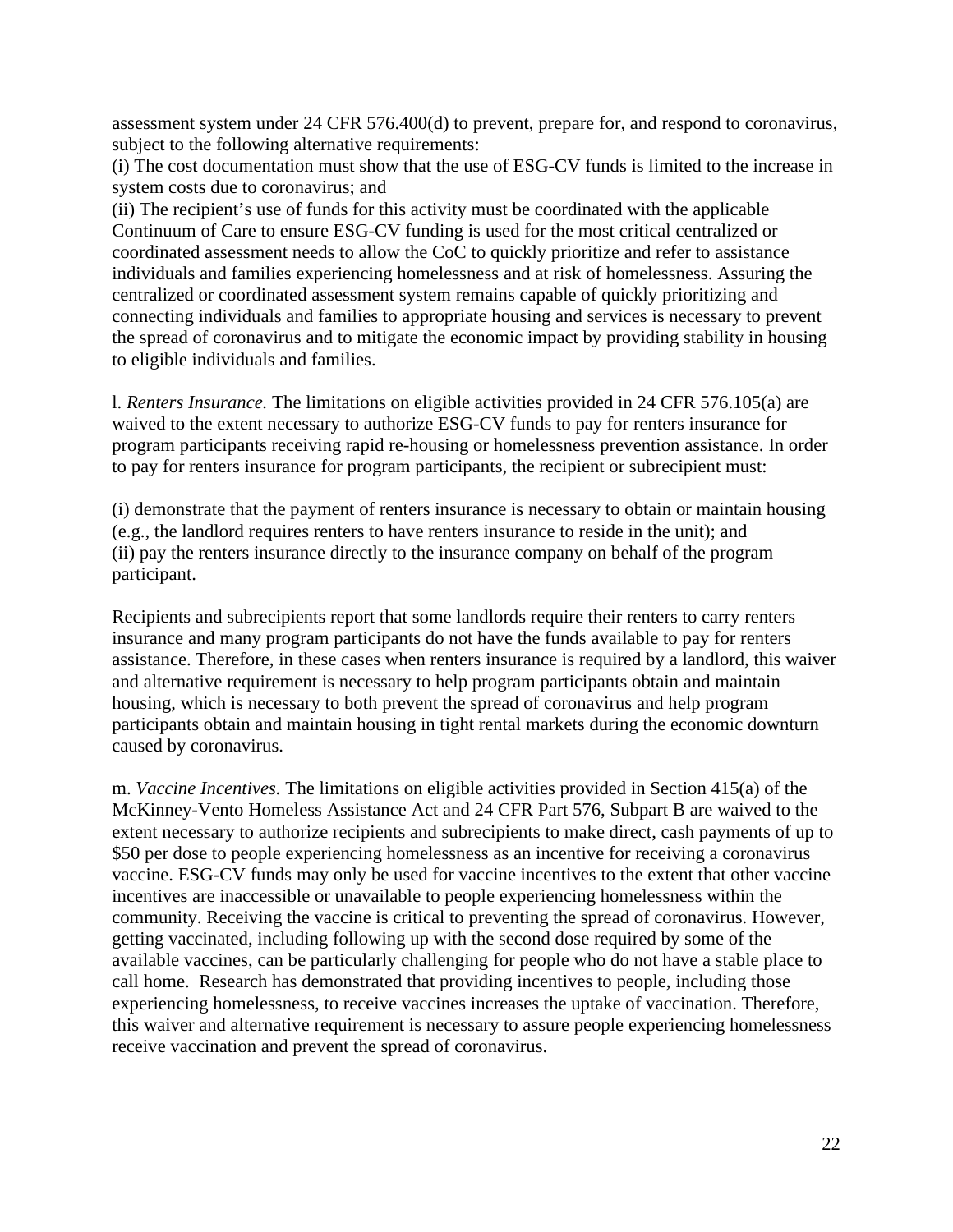assessment system under 24 CFR 576.400(d) to prevent, prepare for, and respond to coronavirus, subject to the following alternative requirements:

(i) The cost documentation must show that the use of ESG-CV funds is limited to the increase in system costs due to coronavirus; and

(ii) The recipient's use of funds for this activity must be coordinated with the applicable Continuum of Care to ensure ESG-CV funding is used for the most critical centralized or coordinated assessment needs to allow the CoC to quickly prioritize and refer to assistance individuals and families experiencing homelessness and at risk of homelessness. Assuring the centralized or coordinated assessment system remains capable of quickly prioritizing and connecting individuals and families to appropriate housing and services is necessary to prevent the spread of coronavirus and to mitigate the economic impact by providing stability in housing to eligible individuals and families.

l. *Renters Insurance.* The limitations on eligible activities provided in 24 CFR 576.105(a) are waived to the extent necessary to authorize ESG-CV funds to pay for renters insurance for program participants receiving rapid re-housing or homelessness prevention assistance. In order to pay for renters insurance for program participants, the recipient or subrecipient must:

(i) demonstrate that the payment of renters insurance is necessary to obtain or maintain housing (e.g., the landlord requires renters to have renters insurance to reside in the unit); and

(ii) pay the renters insurance directly to the insurance company on behalf of the program participant.

Recipients and subrecipients report that some landlords require their renters to carry renters insurance and many program participants do not have the funds available to pay for renters assistance. Therefore, in these cases when renters insurance is required by a landlord, this waiver and alternative requirement is necessary to help program participants obtain and maintain housing, which is necessary to both prevent the spread of coronavirus and help program participants obtain and maintain housing in tight rental markets during the economic downturn caused by coronavirus.

m. *Vaccine Incentives.* The limitations on eligible activities provided in Section 415(a) of the McKinney-Vento Homeless Assistance Act and 24 CFR Part 576, Subpart B are waived to the extent necessary to authorize recipients and subrecipients to make direct, cash payments of up to $50 per dose to people experiencing homelessness as an incentive for receiving a coronavirus vaccine. ESG-CV funds may only be used for vaccine incentives to the extent that other vaccine incentives are inaccessible or unavailable to people experiencing homelessness within the community. Receiving the vaccine is critical to preventing the spread of coronavirus. However, getting vaccinated, including following up with the second dose required by some of the available vaccines, can be particularly challenging for people who do not have a stable place to call home. Research has demonstrated that providing incentives to people, including those experiencing homelessness, to receive vaccines increases the uptake of vaccination. Therefore, this waiver and alternative requirement is necessary to assure people experiencing homelessness receive vaccination and prevent the spread of coronavirus.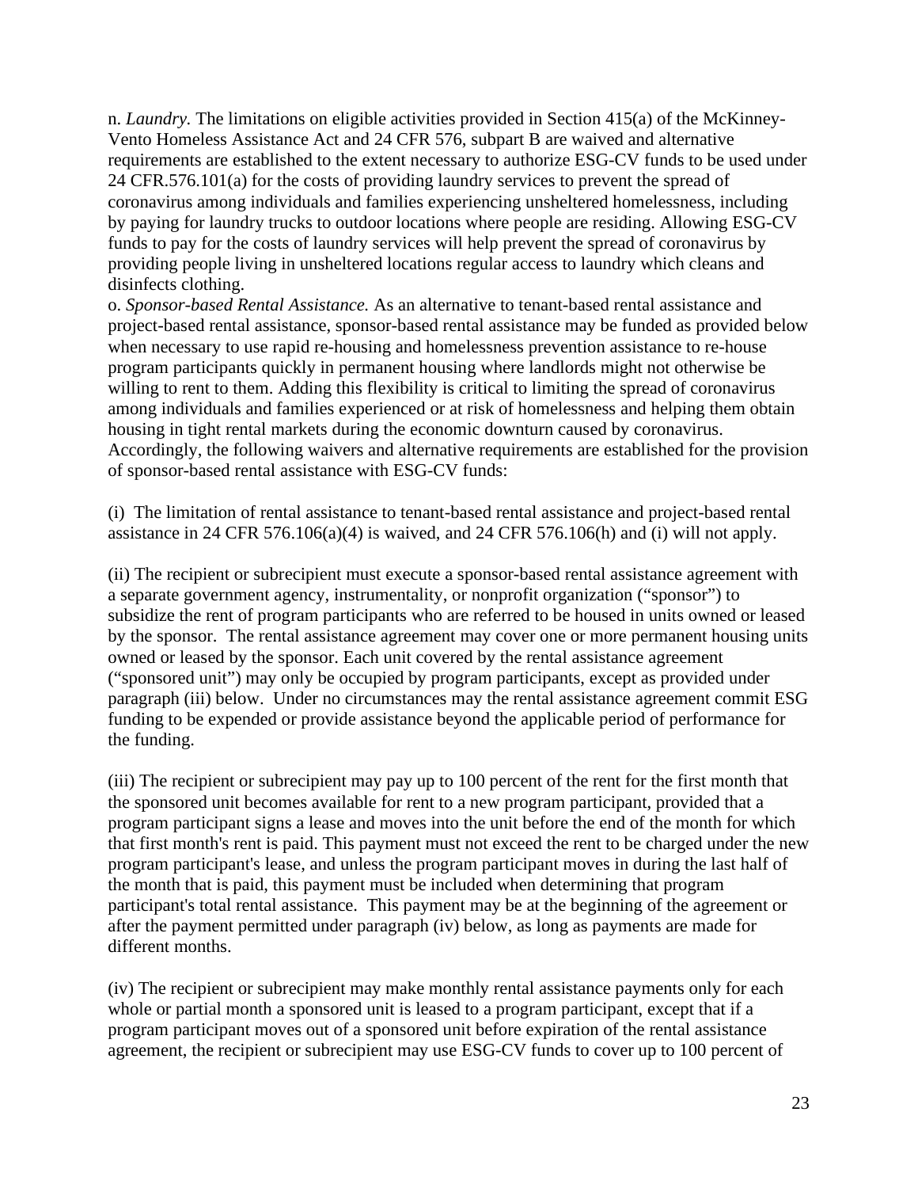n. *Laundry.* The limitations on eligible activities provided in Section 415(a) of the McKinney-Vento Homeless Assistance Act and 24 CFR 576, subpart B are waived and alternative requirements are established to the extent necessary to authorize ESG-CV funds to be used under 24 CFR.576.101(a) for the costs of providing laundry services to prevent the spread of coronavirus among individuals and families experiencing unsheltered homelessness, including by paying for laundry trucks to outdoor locations where people are residing. Allowing ESG-CV funds to pay for the costs of laundry services will help prevent the spread of coronavirus by providing people living in unsheltered locations regular access to laundry which cleans and disinfects clothing.

o. *Sponsor-based Rental Assistance.* As an alternative to tenant-based rental assistance and project-based rental assistance, sponsor-based rental assistance may be funded as provided below when necessary to use rapid re-housing and homelessness prevention assistance to re-house program participants quickly in permanent housing where landlords might not otherwise be willing to rent to them. Adding this flexibility is critical to limiting the spread of coronavirus among individuals and families experienced or at risk of homelessness and helping them obtain housing in tight rental markets during the economic downturn caused by coronavirus. Accordingly, the following waivers and alternative requirements are established for the provision of sponsor-based rental assistance with ESG-CV funds:

(i) The limitation of rental assistance to tenant-based rental assistance and project-based rental assistance in 24 CFR 576.106(a)(4) is waived, and 24 CFR 576.106(h) and (i) will not apply.

(ii) The recipient or subrecipient must execute a sponsor-based rental assistance agreement with a separate government agency, instrumentality, or nonprofit organization ("sponsor") to subsidize the rent of program participants who are referred to be housed in units owned or leased by the sponsor. The rental assistance agreement may cover one or more permanent housing units owned or leased by the sponsor. Each unit covered by the rental assistance agreement ("sponsored unit") may only be occupied by program participants, except as provided under paragraph (iii) below. Under no circumstances may the rental assistance agreement commit ESG funding to be expended or provide assistance beyond the applicable period of performance for the funding.

(iii) The recipient or subrecipient may pay up to 100 percent of the rent for the first month that the sponsored unit becomes available for rent to a new program participant, provided that a program participant signs a lease and moves into the unit before the end of the month for which that first month's rent is paid. This payment must not exceed the rent to be charged under the new program participant's lease, and unless the program participant moves in during the last half of the month that is paid, this payment must be included when determining that program participant's total rental assistance. This payment may be at the beginning of the agreement or after the payment permitted under paragraph (iv) below, as long as payments are made for different months.

(iv) The recipient or subrecipient may make monthly rental assistance payments only for each whole or partial month a sponsored unit is leased to a program participant, except that if a program participant moves out of a sponsored unit before expiration of the rental assistance agreement, the recipient or subrecipient may use ESG-CV funds to cover up to 100 percent of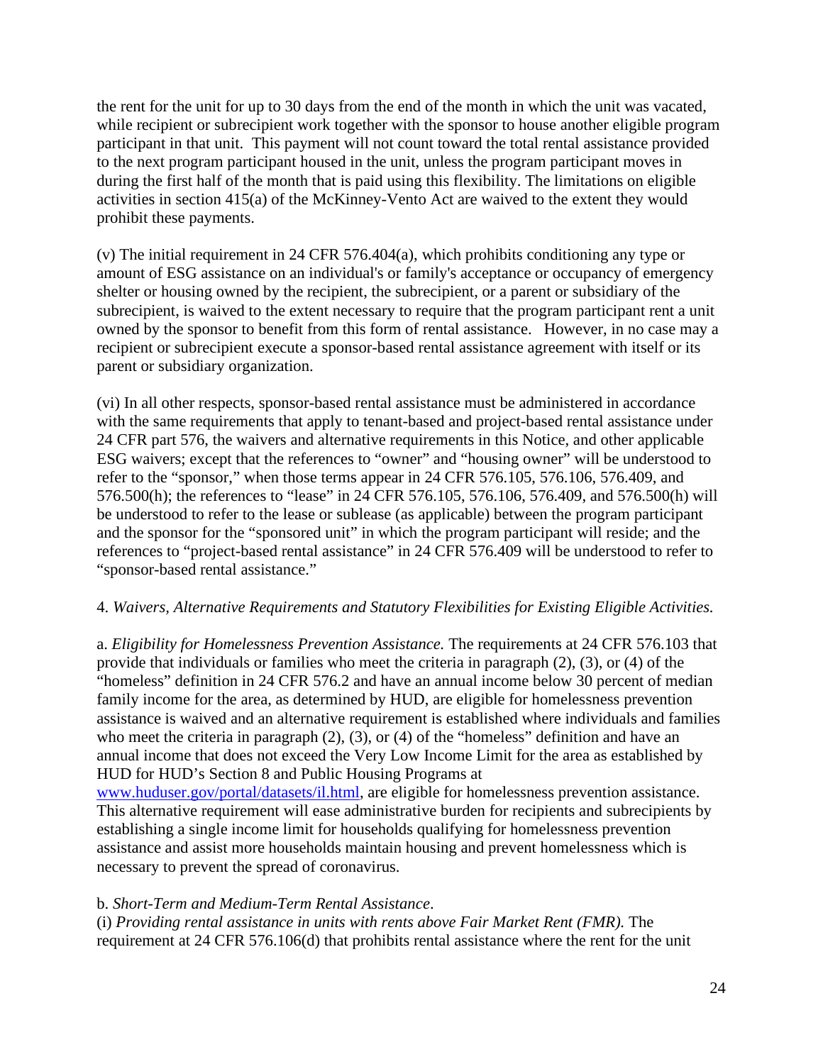the rent for the unit for up to 30 days from the end of the month in which the unit was vacated, while recipient or subrecipient work together with the sponsor to house another eligible program participant in that unit. This payment will not count toward the total rental assistance provided to the next program participant housed in the unit, unless the program participant moves in during the first half of the month that is paid using this flexibility. The limitations on eligible activities in section 415(a) of the McKinney-Vento Act are waived to the extent they would prohibit these payments.

(v) The initial requirement in 24 CFR 576.404(a), which prohibits conditioning any type or amount of ESG assistance on an individual's or family's acceptance or occupancy of emergency shelter or housing owned by the recipient, the subrecipient, or a parent or subsidiary of the subrecipient, is waived to the extent necessary to require that the program participant rent a unit owned by the sponsor to benefit from this form of rental assistance. However, in no case may a recipient or subrecipient execute a sponsor-based rental assistance agreement with itself or its parent or subsidiary organization.

(vi) In all other respects, sponsor-based rental assistance must be administered in accordance with the same requirements that apply to tenant-based and project-based rental assistance under 24 CFR part 576, the waivers and alternative requirements in this Notice, and other applicable ESG waivers; except that the references to "owner" and "housing owner" will be understood to refer to the "sponsor," when those terms appear in 24 CFR 576.105, 576.106, 576.409, and 576.500(h); the references to "lease" in 24 CFR 576.105, 576.106, 576.409, and 576.500(h) will be understood to refer to the lease or sublease (as applicable) between the program participant and the sponsor for the "sponsored unit" in which the program participant will reside; and the references to "project-based rental assistance" in 24 CFR 576.409 will be understood to refer to "sponsor-based rental assistance."

4. *Waivers, Alternative Requirements and Statutory Flexibilities for Existing Eligible Activities.*

a. *Eligibility for Homelessness Prevention Assistance.* The requirements at 24 CFR 576.103 that provide that individuals or families who meet the criteria in paragraph (2), (3), or (4) of the "homeless" definition in 24 CFR 576.2 and have an annual income below 30 percent of median family income for the area, as determined by HUD, are eligible for homelessness prevention assistance is waived and an alternative requirement is established where individuals and families who meet the criteria in paragraph (2), (3), or (4) of the "homeless" definition and have an annual income that does not exceed the Very Low Income Limit for the area as established by HUD for HUD's Section 8 and Public Housing Programs at www.huduser.gov/portal/datasets/il.html, are eligible for homelessness prevention assistance. This alternative requirement will ease administrative burden for recipients and subrecipients by establishing a single income limit for households qualifying for homelessness prevention assistance and assist more households maintain housing and prevent homelessness which is necessary to prevent the spread of coronavirus.

b. *Short-Term and Medium-Term Rental Assistance*.
(i) *Providing rental assistance in units with rents above Fair Market Rent (FMR).* The requirement at 24 CFR 576.106(d) that prohibits rental assistance where the rent for the unit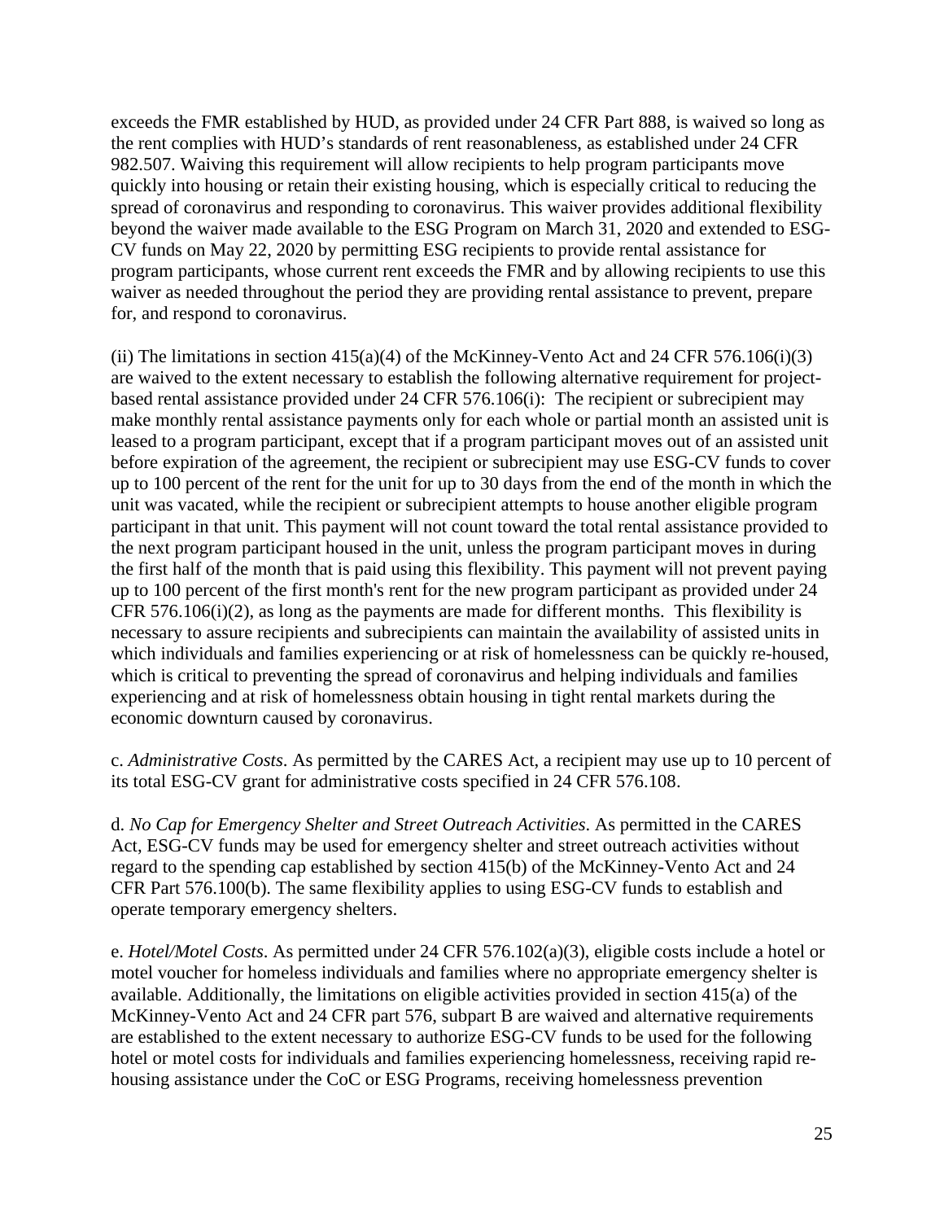exceeds the FMR established by HUD, as provided under 24 CFR Part 888, is waived so long as the rent complies with HUD's standards of rent reasonableness, as established under 24 CFR 982.507. Waiving this requirement will allow recipients to help program participants move quickly into housing or retain their existing housing, which is especially critical to reducing the spread of coronavirus and responding to coronavirus. This waiver provides additional flexibility beyond the waiver made available to the ESG Program on March 31, 2020 and extended to ESG-CV funds on May 22, 2020 by permitting ESG recipients to provide rental assistance for program participants, whose current rent exceeds the FMR and by allowing recipients to use this waiver as needed throughout the period they are providing rental assistance to prevent, prepare for, and respond to coronavirus.

(ii) The limitations in section 415(a)(4) of the McKinney-Vento Act and 24 CFR 576.106(i)(3) are waived to the extent necessary to establish the following alternative requirement for project-based rental assistance provided under 24 CFR 576.106(i): The recipient or subrecipient may make monthly rental assistance payments only for each whole or partial month an assisted unit is leased to a program participant, except that if a program participant moves out of an assisted unit before expiration of the agreement, the recipient or subrecipient may use ESG-CV funds to cover up to 100 percent of the rent for the unit for up to 30 days from the end of the month in which the unit was vacated, while the recipient or subrecipient attempts to house another eligible program participant in that unit. This payment will not count toward the total rental assistance provided to the next program participant housed in the unit, unless the program participant moves in during the first half of the month that is paid using this flexibility. This payment will not prevent paying up to 100 percent of the first month's rent for the new program participant as provided under 24 CFR 576.106(i)(2), as long as the payments are made for different months. This flexibility is necessary to assure recipients and subrecipients can maintain the availability of assisted units in which individuals and families experiencing or at risk of homelessness can be quickly re-housed, which is critical to preventing the spread of coronavirus and helping individuals and families experiencing and at risk of homelessness obtain housing in tight rental markets during the economic downturn caused by coronavirus.

c. *Administrative Costs*. As permitted by the CARES Act, a recipient may use up to 10 percent of its total ESG-CV grant for administrative costs specified in 24 CFR 576.108.

d. *No Cap for Emergency Shelter and Street Outreach Activities*. As permitted in the CARES Act, ESG-CV funds may be used for emergency shelter and street outreach activities without regard to the spending cap established by section 415(b) of the McKinney-Vento Act and 24 CFR Part 576.100(b). The same flexibility applies to using ESG-CV funds to establish and operate temporary emergency shelters.

e. *Hotel/Motel Costs*. As permitted under 24 CFR 576.102(a)(3), eligible costs include a hotel or motel voucher for homeless individuals and families where no appropriate emergency shelter is available. Additionally, the limitations on eligible activities provided in section 415(a) of the McKinney-Vento Act and 24 CFR part 576, subpart B are waived and alternative requirements are established to the extent necessary to authorize ESG-CV funds to be used for the following hotel or motel costs for individuals and families experiencing homelessness, receiving rapid re-housing assistance under the CoC or ESG Programs, receiving homelessness prevention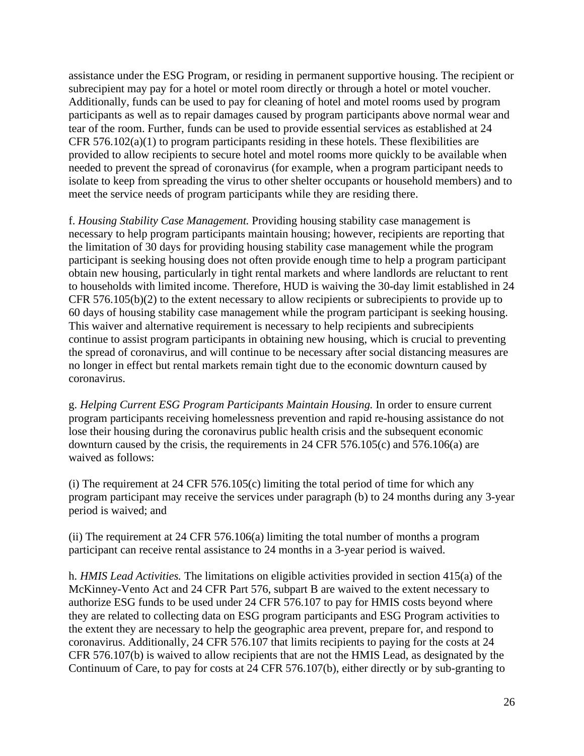assistance under the ESG Program, or residing in permanent supportive housing. The recipient or subrecipient may pay for a hotel or motel room directly or through a hotel or motel voucher. Additionally, funds can be used to pay for cleaning of hotel and motel rooms used by program participants as well as to repair damages caused by program participants above normal wear and tear of the room. Further, funds can be used to provide essential services as established at 24 CFR 576.102(a)(1) to program participants residing in these hotels. These flexibilities are provided to allow recipients to secure hotel and motel rooms more quickly to be available when needed to prevent the spread of coronavirus (for example, when a program participant needs to isolate to keep from spreading the virus to other shelter occupants or household members) and to meet the service needs of program participants while they are residing there.

f. *Housing Stability Case Management.* Providing housing stability case management is necessary to help program participants maintain housing; however, recipients are reporting that the limitation of 30 days for providing housing stability case management while the program participant is seeking housing does not often provide enough time to help a program participant obtain new housing, particularly in tight rental markets and where landlords are reluctant to rent to households with limited income. Therefore, HUD is waiving the 30-day limit established in 24 CFR 576.105(b)(2) to the extent necessary to allow recipients or subrecipients to provide up to 60 days of housing stability case management while the program participant is seeking housing. This waiver and alternative requirement is necessary to help recipients and subrecipients continue to assist program participants in obtaining new housing, which is crucial to preventing the spread of coronavirus, and will continue to be necessary after social distancing measures are no longer in effect but rental markets remain tight due to the economic downturn caused by coronavirus.

g. *Helping Current ESG Program Participants Maintain Housing.* In order to ensure current program participants receiving homelessness prevention and rapid re-housing assistance do not lose their housing during the coronavirus public health crisis and the subsequent economic downturn caused by the crisis, the requirements in 24 CFR 576.105(c) and 576.106(a) are waived as follows:

(i) The requirement at 24 CFR 576.105(c) limiting the total period of time for which any program participant may receive the services under paragraph (b) to 24 months during any 3-year period is waived; and

(ii) The requirement at 24 CFR 576.106(a) limiting the total number of months a program participant can receive rental assistance to 24 months in a 3-year period is waived.

h. *HMIS Lead Activities.* The limitations on eligible activities provided in section 415(a) of the McKinney-Vento Act and 24 CFR Part 576, subpart B are waived to the extent necessary to authorize ESG funds to be used under 24 CFR 576.107 to pay for HMIS costs beyond where they are related to collecting data on ESG program participants and ESG Program activities to the extent they are necessary to help the geographic area prevent, prepare for, and respond to coronavirus. Additionally, 24 CFR 576.107 that limits recipients to paying for the costs at 24 CFR 576.107(b) is waived to allow recipients that are not the HMIS Lead, as designated by the Continuum of Care, to pay for costs at 24 CFR 576.107(b), either directly or by sub-granting to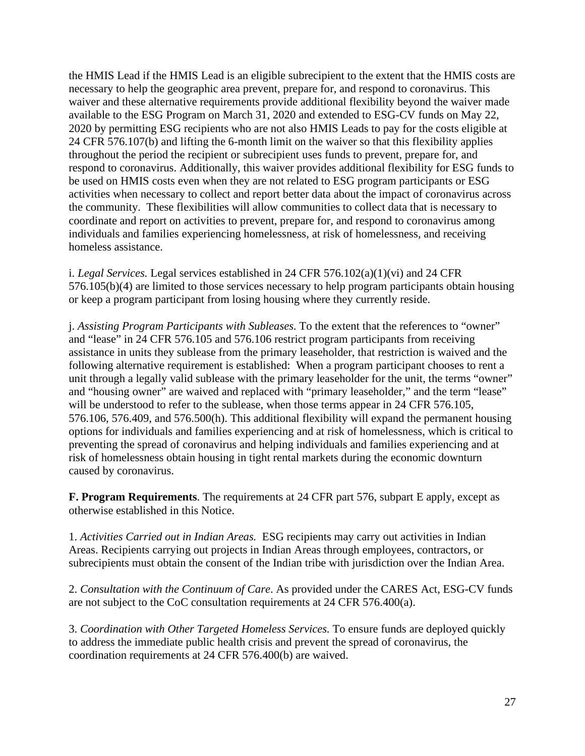the HMIS Lead if the HMIS Lead is an eligible subrecipient to the extent that the HMIS costs are necessary to help the geographic area prevent, prepare for, and respond to coronavirus. This waiver and these alternative requirements provide additional flexibility beyond the waiver made available to the ESG Program on March 31, 2020 and extended to ESG-CV funds on May 22, 2020 by permitting ESG recipients who are not also HMIS Leads to pay for the costs eligible at 24 CFR 576.107(b) and lifting the 6-month limit on the waiver so that this flexibility applies throughout the period the recipient or subrecipient uses funds to prevent, prepare for, and respond to coronavirus. Additionally, this waiver provides additional flexibility for ESG funds to be used on HMIS costs even when they are not related to ESG program participants or ESG activities when necessary to collect and report better data about the impact of coronavirus across the community. These flexibilities will allow communities to collect data that is necessary to coordinate and report on activities to prevent, prepare for, and respond to coronavirus among individuals and families experiencing homelessness, at risk of homelessness, and receiving homeless assistance.

i. *Legal Services.* Legal services established in 24 CFR 576.102(a)(1)(vi) and 24 CFR 576.105(b)(4) are limited to those services necessary to help program participants obtain housing or keep a program participant from losing housing where they currently reside.

j. *Assisting Program Participants with Subleases.* To the extent that the references to "owner" and "lease" in 24 CFR 576.105 and 576.106 restrict program participants from receiving assistance in units they sublease from the primary leaseholder, that restriction is waived and the following alternative requirement is established: When a program participant chooses to rent a unit through a legally valid sublease with the primary leaseholder for the unit, the terms "owner" and "housing owner" are waived and replaced with "primary leaseholder," and the term "lease" will be understood to refer to the sublease, when those terms appear in 24 CFR 576.105, 576.106, 576.409, and 576.500(h). This additional flexibility will expand the permanent housing options for individuals and families experiencing and at risk of homelessness, which is critical to preventing the spread of coronavirus and helping individuals and families experiencing and at risk of homelessness obtain housing in tight rental markets during the economic downturn caused by coronavirus.

**F. Program Requirements**. The requirements at 24 CFR part 576, subpart E apply, except as otherwise established in this Notice.

1. *Activities Carried out in Indian Areas.* ESG recipients may carry out activities in Indian Areas. Recipients carrying out projects in Indian Areas through employees, contractors, or subrecipients must obtain the consent of the Indian tribe with jurisdiction over the Indian Area.

2. *Consultation with the Continuum of Care*. As provided under the CARES Act, ESG-CV funds are not subject to the CoC consultation requirements at 24 CFR 576.400(a).

3. *Coordination with Other Targeted Homeless Services.* To ensure funds are deployed quickly to address the immediate public health crisis and prevent the spread of coronavirus, the coordination requirements at 24 CFR 576.400(b) are waived.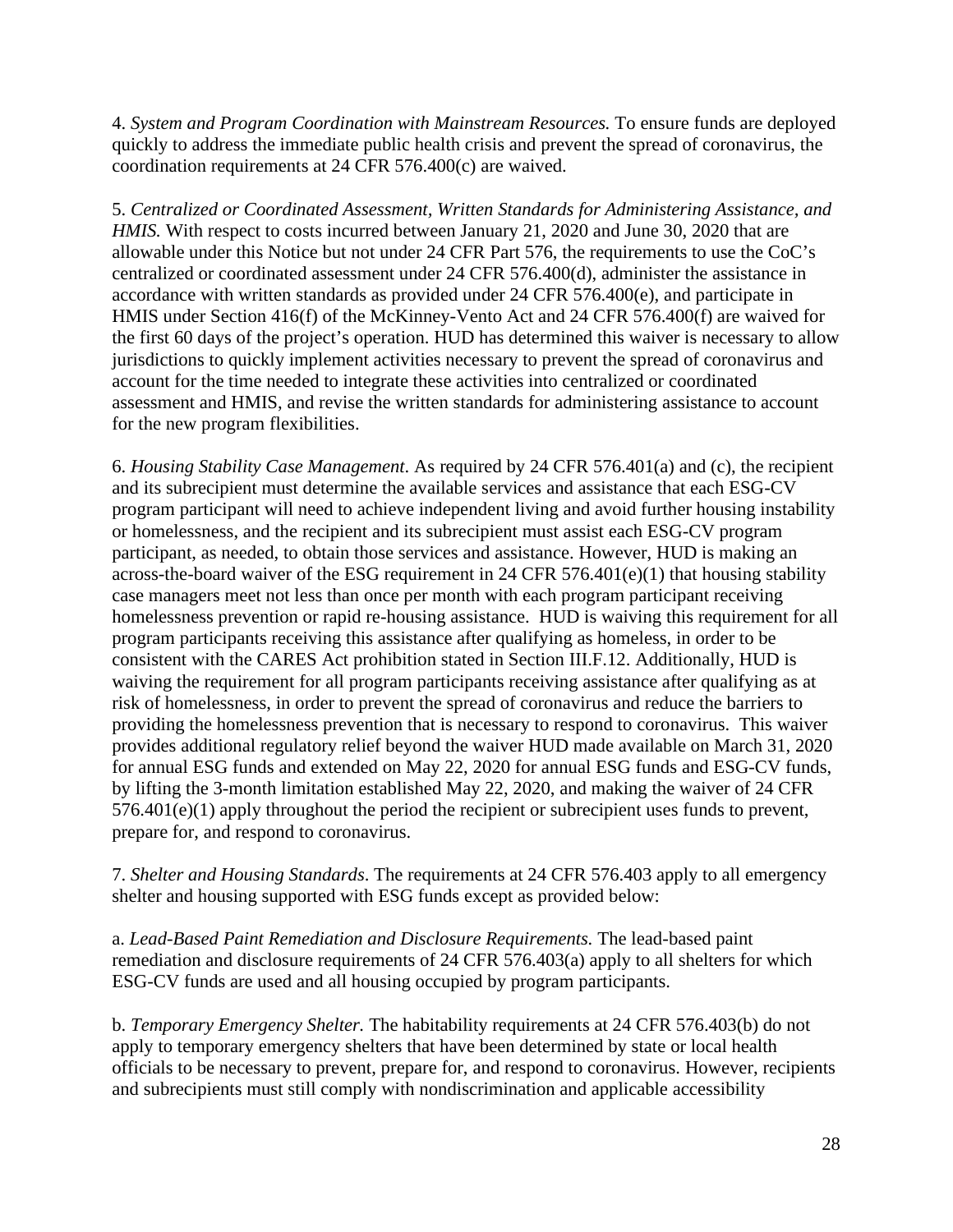4. *System and Program Coordination with Mainstream Resources.* To ensure funds are deployed quickly to address the immediate public health crisis and prevent the spread of coronavirus, the coordination requirements at 24 CFR 576.400(c) are waived.

5. *Centralized or Coordinated Assessment, Written Standards for Administering Assistance, and HMIS.* With respect to costs incurred between January 21, 2020 and June 30, 2020 that are allowable under this Notice but not under 24 CFR Part 576, the requirements to use the CoC's centralized or coordinated assessment under 24 CFR 576.400(d), administer the assistance in accordance with written standards as provided under 24 CFR 576.400(e), and participate in HMIS under Section 416(f) of the McKinney-Vento Act and 24 CFR 576.400(f) are waived for the first 60 days of the project's operation. HUD has determined this waiver is necessary to allow jurisdictions to quickly implement activities necessary to prevent the spread of coronavirus and account for the time needed to integrate these activities into centralized or coordinated assessment and HMIS, and revise the written standards for administering assistance to account for the new program flexibilities.

6. *Housing Stability Case Management*. As required by 24 CFR 576.401(a) and (c), the recipient and its subrecipient must determine the available services and assistance that each ESG-CV program participant will need to achieve independent living and avoid further housing instability or homelessness, and the recipient and its subrecipient must assist each ESG-CV program participant, as needed, to obtain those services and assistance. However, HUD is making an across-the-board waiver of the ESG requirement in 24 CFR 576.401(e)(1) that housing stability case managers meet not less than once per month with each program participant receiving homelessness prevention or rapid re-housing assistance. HUD is waiving this requirement for all program participants receiving this assistance after qualifying as homeless, in order to be consistent with the CARES Act prohibition stated in Section III.F.12. Additionally, HUD is waiving the requirement for all program participants receiving assistance after qualifying as at risk of homelessness, in order to prevent the spread of coronavirus and reduce the barriers to providing the homelessness prevention that is necessary to respond to coronavirus. This waiver provides additional regulatory relief beyond the waiver HUD made available on March 31, 2020 for annual ESG funds and extended on May 22, 2020 for annual ESG funds and ESG-CV funds, by lifting the 3-month limitation established May 22, 2020, and making the waiver of 24 CFR 576.401(e)(1) apply throughout the period the recipient or subrecipient uses funds to prevent, prepare for, and respond to coronavirus.

7. *Shelter and Housing Standards*. The requirements at 24 CFR 576.403 apply to all emergency shelter and housing supported with ESG funds except as provided below:

a. *Lead-Based Paint Remediation and Disclosure Requirements.* The lead-based paint remediation and disclosure requirements of 24 CFR 576.403(a) apply to all shelters for which ESG-CV funds are used and all housing occupied by program participants.

b. *Temporary Emergency Shelter.* The habitability requirements at 24 CFR 576.403(b) do not apply to temporary emergency shelters that have been determined by state or local health officials to be necessary to prevent, prepare for, and respond to coronavirus. However, recipients and subrecipients must still comply with nondiscrimination and applicable accessibility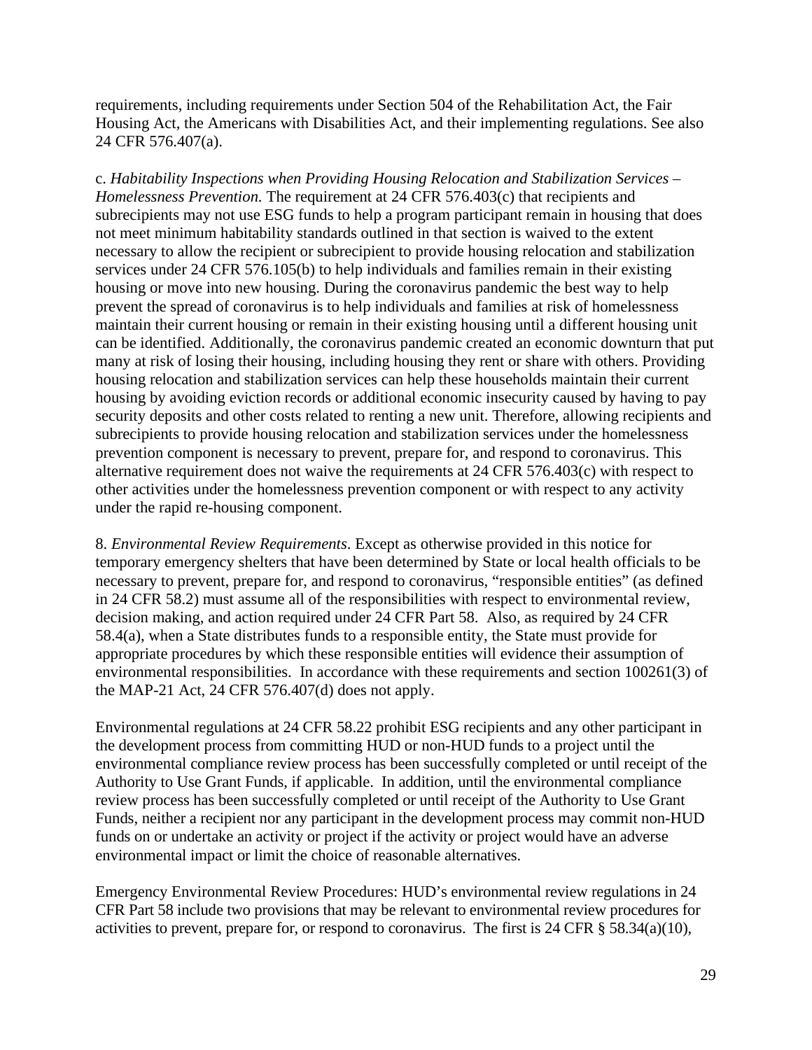requirements, including requirements under Section 504 of the Rehabilitation Act, the Fair Housing Act, the Americans with Disabilities Act, and their implementing regulations. See also 24 CFR 576.407(a).

c. *Habitability Inspections when Providing Housing Relocation and Stabilization Services – Homelessness Prevention.* The requirement at 24 CFR 576.403(c) that recipients and subrecipients may not use ESG funds to help a program participant remain in housing that does not meet minimum habitability standards outlined in that section is waived to the extent necessary to allow the recipient or subrecipient to provide housing relocation and stabilization services under 24 CFR 576.105(b) to help individuals and families remain in their existing housing or move into new housing. During the coronavirus pandemic the best way to help prevent the spread of coronavirus is to help individuals and families at risk of homelessness maintain their current housing or remain in their existing housing until a different housing unit can be identified. Additionally, the coronavirus pandemic created an economic downturn that put many at risk of losing their housing, including housing they rent or share with others. Providing housing relocation and stabilization services can help these households maintain their current housing by avoiding eviction records or additional economic insecurity caused by having to pay security deposits and other costs related to renting a new unit. Therefore, allowing recipients and subrecipients to provide housing relocation and stabilization services under the homelessness prevention component is necessary to prevent, prepare for, and respond to coronavirus. This alternative requirement does not waive the requirements at 24 CFR 576.403(c) with respect to other activities under the homelessness prevention component or with respect to any activity under the rapid re-housing component.

8. *Environmental Review Requirements*. Except as otherwise provided in this notice for temporary emergency shelters that have been determined by State or local health officials to be necessary to prevent, prepare for, and respond to coronavirus, "responsible entities" (as defined in 24 CFR 58.2) must assume all of the responsibilities with respect to environmental review, decision making, and action required under 24 CFR Part 58. Also, as required by 24 CFR 58.4(a), when a State distributes funds to a responsible entity, the State must provide for appropriate procedures by which these responsible entities will evidence their assumption of environmental responsibilities. In accordance with these requirements and section 100261(3) of the MAP-21 Act, 24 CFR 576.407(d) does not apply.

Environmental regulations at 24 CFR 58.22 prohibit ESG recipients and any other participant in the development process from committing HUD or non-HUD funds to a project until the environmental compliance review process has been successfully completed or until receipt of the Authority to Use Grant Funds, if applicable. In addition, until the environmental compliance review process has been successfully completed or until receipt of the Authority to Use Grant Funds, neither a recipient nor any participant in the development process may commit non-HUD funds on or undertake an activity or project if the activity or project would have an adverse environmental impact or limit the choice of reasonable alternatives.

Emergency Environmental Review Procedures: HUD's environmental review regulations in 24 CFR Part 58 include two provisions that may be relevant to environmental review procedures for activities to prevent, prepare for, or respond to coronavirus. The first is 24 CFR § 58.34(a)(10),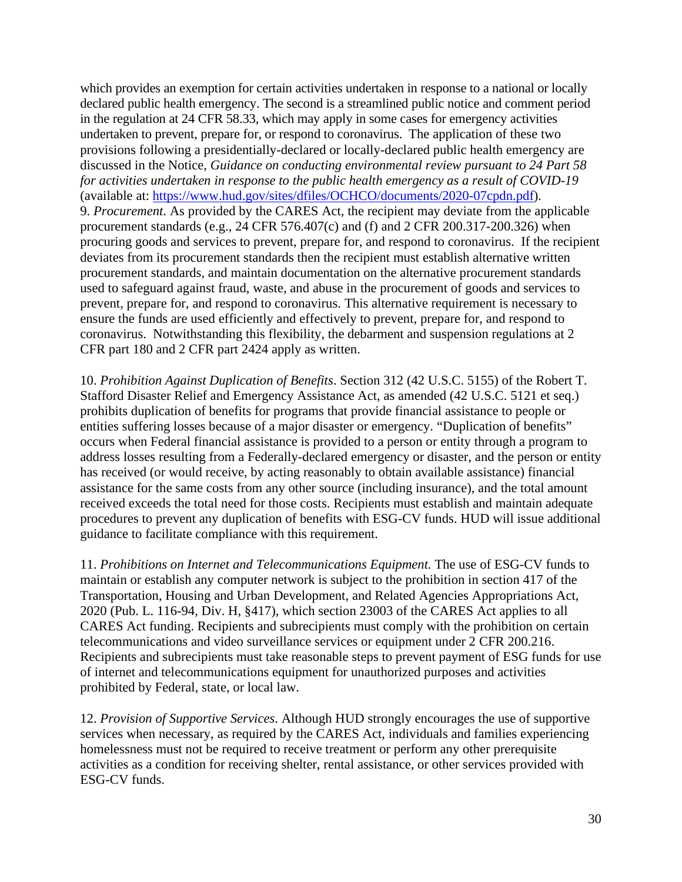which provides an exemption for certain activities undertaken in response to a national or locally declared public health emergency. The second is a streamlined public notice and comment period in the regulation at 24 CFR 58.33, which may apply in some cases for emergency activities undertaken to prevent, prepare for, or respond to coronavirus. The application of these two provisions following a presidentially-declared or locally-declared public health emergency are discussed in the Notice, *Guidance on conducting environmental review pursuant to 24 Part 58 for activities undertaken in response to the public health emergency as a result of COVID-19* (available at: [https://www.hud.gov/sites/dfiles/OCHCO/documents/2020-07cpdn.pdf](https://www.hud.gov/sites/dfiles/OCHCO/documents/2020-07cpdn.pdf)).

9. *Procurement*. As provided by the CARES Act, the recipient may deviate from the applicable procurement standards (e.g., 24 CFR 576.407(c) and (f) and 2 CFR 200.317-200.326) when procuring goods and services to prevent, prepare for, and respond to coronavirus. If the recipient deviates from its procurement standards then the recipient must establish alternative written procurement standards, and maintain documentation on the alternative procurement standards used to safeguard against fraud, waste, and abuse in the procurement of goods and services to prevent, prepare for, and respond to coronavirus. This alternative requirement is necessary to ensure the funds are used efficiently and effectively to prevent, prepare for, and respond to coronavirus. Notwithstanding this flexibility, the debarment and suspension regulations at 2 CFR part 180 and 2 CFR part 2424 apply as written.

10. *Prohibition Against Duplication of Benefits*. Section 312 (42 U.S.C. 5155) of the Robert T. Stafford Disaster Relief and Emergency Assistance Act, as amended (42 U.S.C. 5121 et seq.) prohibits duplication of benefits for programs that provide financial assistance to people or entities suffering losses because of a major disaster or emergency. "Duplication of benefits" occurs when Federal financial assistance is provided to a person or entity through a program to address losses resulting from a Federally-declared emergency or disaster, and the person or entity has received (or would receive, by acting reasonably to obtain available assistance) financial assistance for the same costs from any other source (including insurance), and the total amount received exceeds the total need for those costs. Recipients must establish and maintain adequate procedures to prevent any duplication of benefits with ESG-CV funds. HUD will issue additional guidance to facilitate compliance with this requirement.

11. *Prohibitions on Internet and Telecommunications Equipment.* The use of ESG-CV funds to maintain or establish any computer network is subject to the prohibition in section 417 of the Transportation, Housing and Urban Development, and Related Agencies Appropriations Act, 2020 (Pub. L. 116-94, Div. H, §417), which section 23003 of the CARES Act applies to all CARES Act funding. Recipients and subrecipients must comply with the prohibition on certain telecommunications and video surveillance services or equipment under 2 CFR 200.216. Recipients and subrecipients must take reasonable steps to prevent payment of ESG funds for use of internet and telecommunications equipment for unauthorized purposes and activities prohibited by Federal, state, or local law.

12. *Provision of Supportive Services*. Although HUD strongly encourages the use of supportive services when necessary, as required by the CARES Act, individuals and families experiencing homelessness must not be required to receive treatment or perform any other prerequisite activities as a condition for receiving shelter, rental assistance, or other services provided with ESG-CV funds.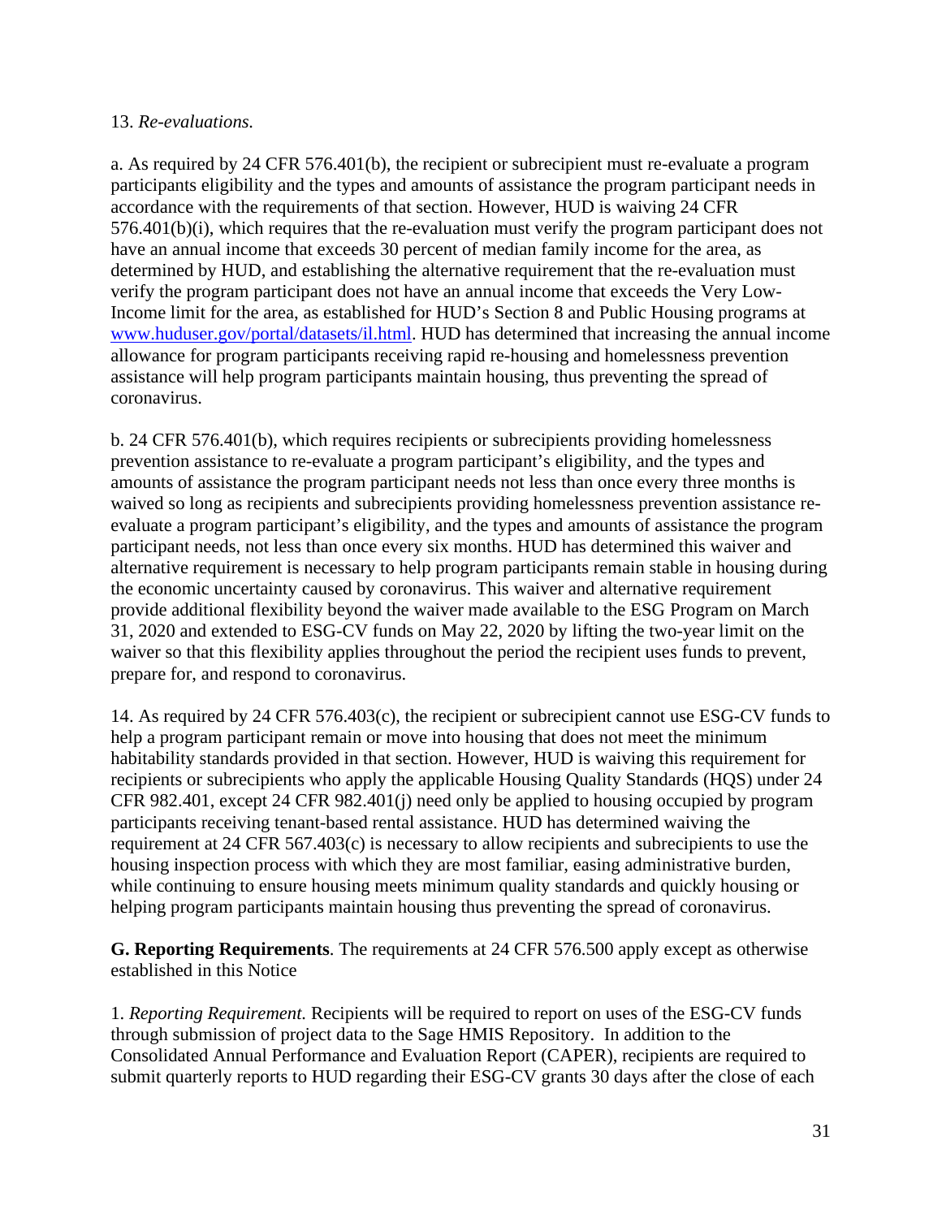13. *Re-evaluations.*

a. As required by 24 CFR 576.401(b), the recipient or subrecipient must re-evaluate a program participants eligibility and the types and amounts of assistance the program participant needs in accordance with the requirements of that section. However, HUD is waiving 24 CFR 576.401(b)(i), which requires that the re-evaluation must verify the program participant does not have an annual income that exceeds 30 percent of median family income for the area, as determined by HUD, and establishing the alternative requirement that the re-evaluation must verify the program participant does not have an annual income that exceeds the Very Low-Income limit for the area, as established for HUD's Section 8 and Public Housing programs at [www.huduser.gov/portal/datasets/il.html](www.huduser.gov/portal/datasets/il.html). HUD has determined that increasing the annual income allowance for program participants receiving rapid re-housing and homelessness prevention assistance will help program participants maintain housing, thus preventing the spread of coronavirus.

b. 24 CFR 576.401(b), which requires recipients or subrecipients providing homelessness prevention assistance to re-evaluate a program participant's eligibility, and the types and amounts of assistance the program participant needs not less than once every three months is waived so long as recipients and subrecipients providing homelessness prevention assistance re-evaluate a program participant's eligibility, and the types and amounts of assistance the program participant needs, not less than once every six months. HUD has determined this waiver and alternative requirement is necessary to help program participants remain stable in housing during the economic uncertainty caused by coronavirus. This waiver and alternative requirement provide additional flexibility beyond the waiver made available to the ESG Program on March 31, 2020 and extended to ESG-CV funds on May 22, 2020 by lifting the two-year limit on the waiver so that this flexibility applies throughout the period the recipient uses funds to prevent, prepare for, and respond to coronavirus.

14. As required by 24 CFR 576.403(c), the recipient or subrecipient cannot use ESG-CV funds to help a program participant remain or move into housing that does not meet the minimum habitability standards provided in that section. However, HUD is waiving this requirement for recipients or subrecipients who apply the applicable Housing Quality Standards (HQS) under 24 CFR 982.401, except 24 CFR 982.401(j) need only be applied to housing occupied by program participants receiving tenant-based rental assistance. HUD has determined waiving the requirement at 24 CFR 567.403(c) is necessary to allow recipients and subrecipients to use the housing inspection process with which they are most familiar, easing administrative burden, while continuing to ensure housing meets minimum quality standards and quickly housing or helping program participants maintain housing thus preventing the spread of coronavirus.

**G. Reporting Requirements**. The requirements at 24 CFR 576.500 apply except as otherwise established in this Notice

1. *Reporting Requirement.* Recipients will be required to report on uses of the ESG-CV funds through submission of project data to the Sage HMIS Repository. In addition to the Consolidated Annual Performance and Evaluation Report (CAPER), recipients are required to submit quarterly reports to HUD regarding their ESG-CV grants 30 days after the close of each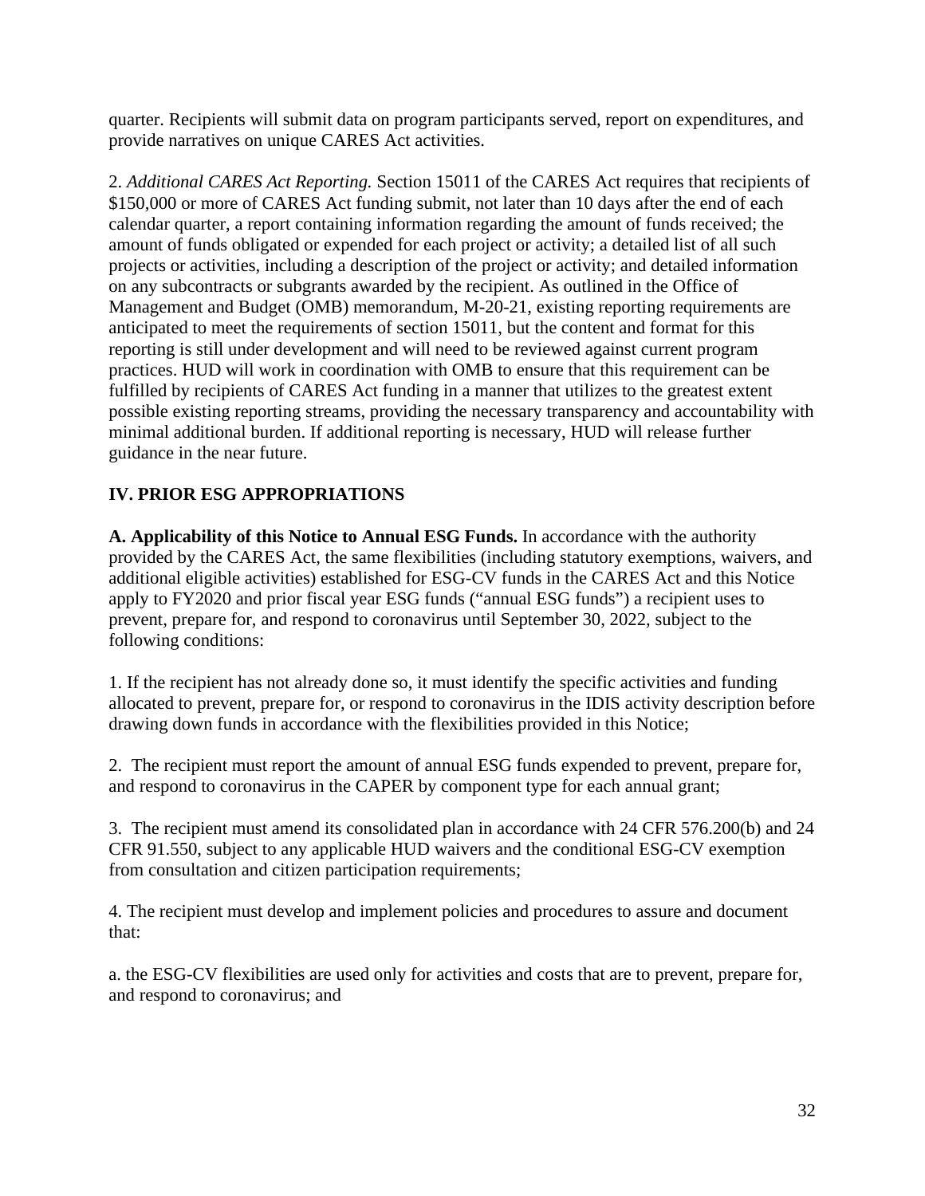quarter. Recipients will submit data on program participants served, report on expenditures, and provide narratives on unique CARES Act activities.

2. *Additional CARES Act Reporting.* Section 15011 of the CARES Act requires that recipients of $150,000 or more of CARES Act funding submit, not later than 10 days after the end of each calendar quarter, a report containing information regarding the amount of funds received; the amount of funds obligated or expended for each project or activity; a detailed list of all such projects or activities, including a description of the project or activity; and detailed information on any subcontracts or subgrants awarded by the recipient. As outlined in the Office of Management and Budget (OMB) memorandum, M-20-21, existing reporting requirements are anticipated to meet the requirements of section 15011, but the content and format for this reporting is still under development and will need to be reviewed against current program practices. HUD will work in coordination with OMB to ensure that this requirement can be fulfilled by recipients of CARES Act funding in a manner that utilizes to the greatest extent possible existing reporting streams, providing the necessary transparency and accountability with minimal additional burden. If additional reporting is necessary, HUD will release further guidance in the near future.

## IV. PRIOR ESG APPROPRIATIONS

**A. Applicability of this Notice to Annual ESG Funds.** In accordance with the authority provided by the CARES Act, the same flexibilities (including statutory exemptions, waivers, and additional eligible activities) established for ESG-CV funds in the CARES Act and this Notice apply to FY2020 and prior fiscal year ESG funds ("annual ESG funds") a recipient uses to prevent, prepare for, and respond to coronavirus until September 30, 2022, subject to the following conditions:

1. If the recipient has not already done so, it must identify the specific activities and funding allocated to prevent, prepare for, or respond to coronavirus in the IDIS activity description before drawing down funds in accordance with the flexibilities provided in this Notice;

2. The recipient must report the amount of annual ESG funds expended to prevent, prepare for, and respond to coronavirus in the CAPER by component type for each annual grant;

3. The recipient must amend its consolidated plan in accordance with 24 CFR 576.200(b) and 24 CFR 91.550, subject to any applicable HUD waivers and the conditional ESG-CV exemption from consultation and citizen participation requirements;

4. The recipient must develop and implement policies and procedures to assure and document that:

a. the ESG-CV flexibilities are used only for activities and costs that are to prevent, prepare for, and respond to coronavirus; and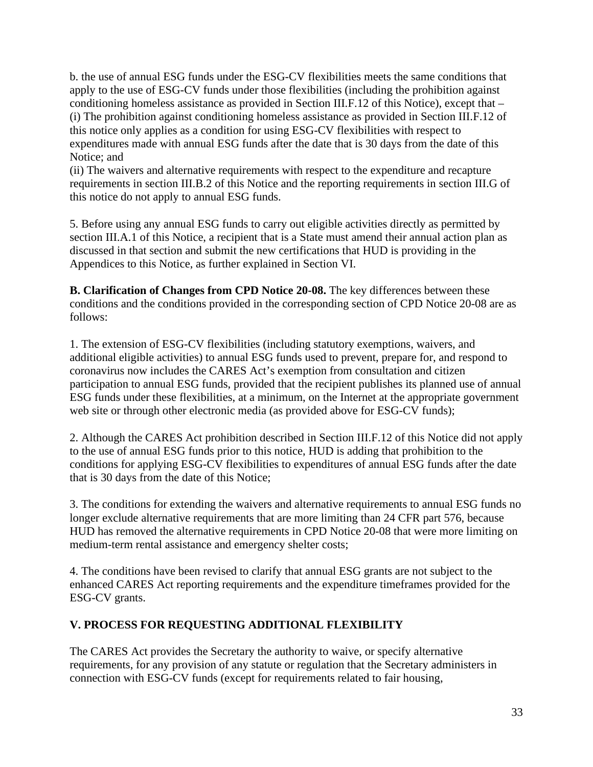b. the use of annual ESG funds under the ESG-CV flexibilities meets the same conditions that apply to the use of ESG-CV funds under those flexibilities (including the prohibition against conditioning homeless assistance as provided in Section III.F.12 of this Notice), except that –
(i) The prohibition against conditioning homeless assistance as provided in Section III.F.12 of this notice only applies as a condition for using ESG-CV flexibilities with respect to expenditures made with annual ESG funds after the date that is 30 days from the date of this Notice; and
(ii) The waivers and alternative requirements with respect to the expenditure and recapture requirements in section III.B.2 of this Notice and the reporting requirements in section III.G of this notice do not apply to annual ESG funds.

5. Before using any annual ESG funds to carry out eligible activities directly as permitted by section III.A.1 of this Notice, a recipient that is a State must amend their annual action plan as discussed in that section and submit the new certifications that HUD is providing in the Appendices to this Notice, as further explained in Section VI.

**B. Clarification of Changes from CPD Notice 20-08.** The key differences between these conditions and the conditions provided in the corresponding section of CPD Notice 20-08 are as follows:

1. The extension of ESG-CV flexibilities (including statutory exemptions, waivers, and additional eligible activities) to annual ESG funds used to prevent, prepare for, and respond to coronavirus now includes the CARES Act's exemption from consultation and citizen participation to annual ESG funds, provided that the recipient publishes its planned use of annual ESG funds under these flexibilities, at a minimum, on the Internet at the appropriate government web site or through other electronic media (as provided above for ESG-CV funds);

2. Although the CARES Act prohibition described in Section III.F.12 of this Notice did not apply to the use of annual ESG funds prior to this notice, HUD is adding that prohibition to the conditions for applying ESG-CV flexibilities to expenditures of annual ESG funds after the date that is 30 days from the date of this Notice;

3. The conditions for extending the waivers and alternative requirements to annual ESG funds no longer exclude alternative requirements that are more limiting than 24 CFR part 576, because HUD has removed the alternative requirements in CPD Notice 20-08 that were more limiting on medium-term rental assistance and emergency shelter costs;

4. The conditions have been revised to clarify that annual ESG grants are not subject to the enhanced CARES Act reporting requirements and the expenditure timeframes provided for the ESG-CV grants.

## V. PROCESS FOR REQUESTING ADDITIONAL FLEXIBILITY

The CARES Act provides the Secretary the authority to waive, or specify alternative requirements, for any provision of any statute or regulation that the Secretary administers in connection with ESG-CV funds (except for requirements related to fair housing,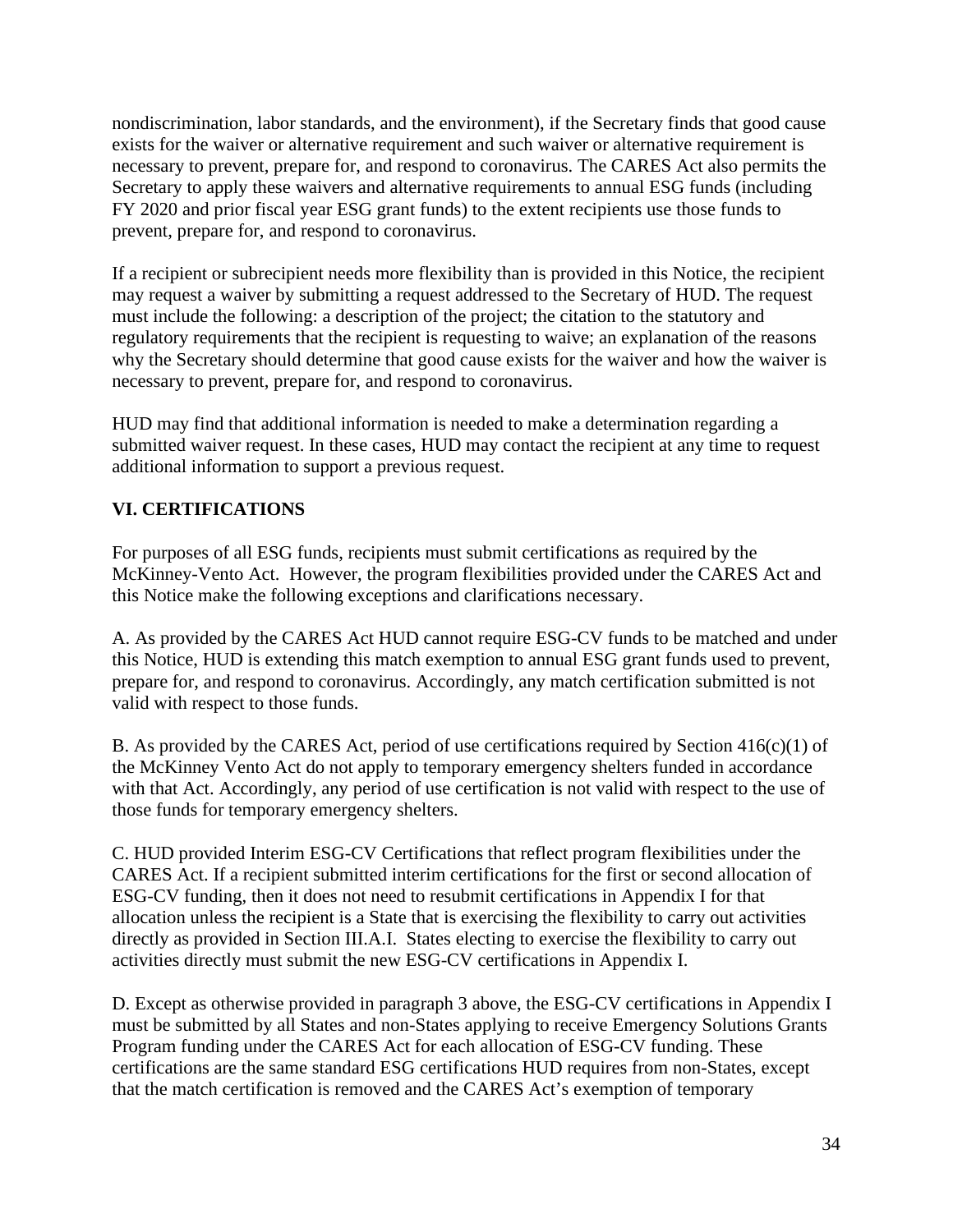nondiscrimination, labor standards, and the environment), if the Secretary finds that good cause exists for the waiver or alternative requirement and such waiver or alternative requirement is necessary to prevent, prepare for, and respond to coronavirus. The CARES Act also permits the Secretary to apply these waivers and alternative requirements to annual ESG funds (including FY 2020 and prior fiscal year ESG grant funds) to the extent recipients use those funds to prevent, prepare for, and respond to coronavirus.

If a recipient or subrecipient needs more flexibility than is provided in this Notice, the recipient may request a waiver by submitting a request addressed to the Secretary of HUD. The request must include the following: a description of the project; the citation to the statutory and regulatory requirements that the recipient is requesting to waive; an explanation of the reasons why the Secretary should determine that good cause exists for the waiver and how the waiver is necessary to prevent, prepare for, and respond to coronavirus.

HUD may find that additional information is needed to make a determination regarding a submitted waiver request. In these cases, HUD may contact the recipient at any time to request additional information to support a previous request.

## VI. CERTIFICATIONS

For purposes of all ESG funds, recipients must submit certifications as required by the McKinney-Vento Act. However, the program flexibilities provided under the CARES Act and this Notice make the following exceptions and clarifications necessary.

A. As provided by the CARES Act HUD cannot require ESG-CV funds to be matched and under this Notice, HUD is extending this match exemption to annual ESG grant funds used to prevent, prepare for, and respond to coronavirus. Accordingly, any match certification submitted is not valid with respect to those funds.

B. As provided by the CARES Act, period of use certifications required by Section 416(c)(1) of the McKinney Vento Act do not apply to temporary emergency shelters funded in accordance with that Act. Accordingly, any period of use certification is not valid with respect to the use of those funds for temporary emergency shelters.

C. HUD provided Interim ESG-CV Certifications that reflect program flexibilities under the CARES Act. If a recipient submitted interim certifications for the first or second allocation of ESG-CV funding, then it does not need to resubmit certifications in Appendix I for that allocation unless the recipient is a State that is exercising the flexibility to carry out activities directly as provided in Section III.A.I. States electing to exercise the flexibility to carry out activities directly must submit the new ESG-CV certifications in Appendix I.

D. Except as otherwise provided in paragraph 3 above, the ESG-CV certifications in Appendix I must be submitted by all States and non-States applying to receive Emergency Solutions Grants Program funding under the CARES Act for each allocation of ESG-CV funding. These certifications are the same standard ESG certifications HUD requires from non-States, except that the match certification is removed and the CARES Act's exemption of temporary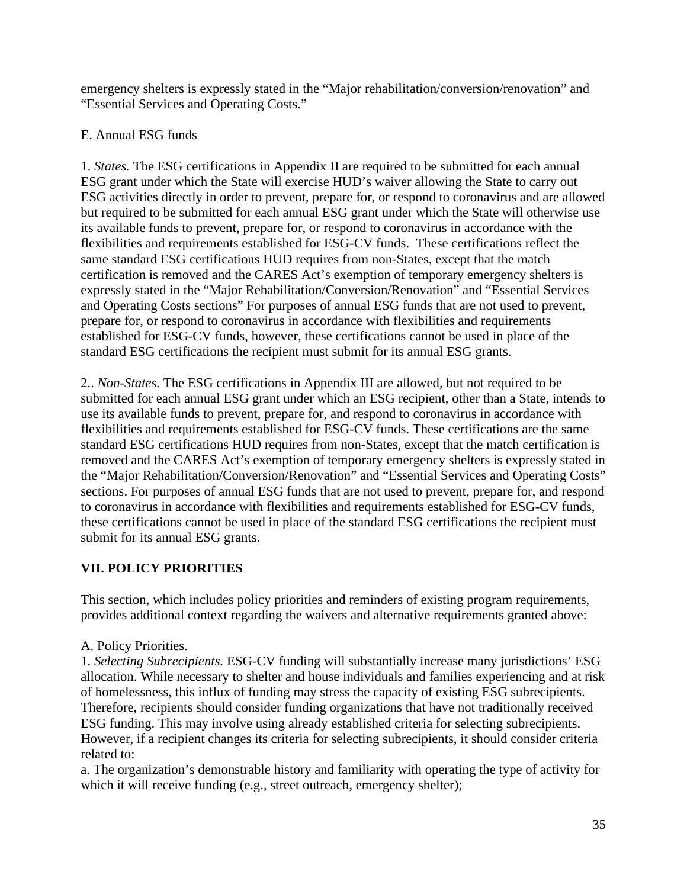emergency shelters is expressly stated in the "Major rehabilitation/conversion/renovation" and "Essential Services and Operating Costs."

E. Annual ESG funds

1. *States.* The ESG certifications in Appendix II are required to be submitted for each annual ESG grant under which the State will exercise HUD's waiver allowing the State to carry out ESG activities directly in order to prevent, prepare for, or respond to coronavirus and are allowed but required to be submitted for each annual ESG grant under which the State will otherwise use its available funds to prevent, prepare for, or respond to coronavirus in accordance with the flexibilities and requirements established for ESG-CV funds. These certifications reflect the same standard ESG certifications HUD requires from non-States, except that the match certification is removed and the CARES Act's exemption of temporary emergency shelters is expressly stated in the "Major Rehabilitation/Conversion/Renovation" and "Essential Services and Operating Costs sections" For purposes of annual ESG funds that are not used to prevent, prepare for, or respond to coronavirus in accordance with flexibilities and requirements established for ESG-CV funds, however, these certifications cannot be used in place of the standard ESG certifications the recipient must submit for its annual ESG grants.

2.. *Non-States.* The ESG certifications in Appendix III are allowed, but not required to be submitted for each annual ESG grant under which an ESG recipient, other than a State, intends to use its available funds to prevent, prepare for, and respond to coronavirus in accordance with flexibilities and requirements established for ESG-CV funds. These certifications are the same standard ESG certifications HUD requires from non-States, except that the match certification is removed and the CARES Act's exemption of temporary emergency shelters is expressly stated in the "Major Rehabilitation/Conversion/Renovation" and "Essential Services and Operating Costs" sections. For purposes of annual ESG funds that are not used to prevent, prepare for, and respond to coronavirus in accordance with flexibilities and requirements established for ESG-CV funds, these certifications cannot be used in place of the standard ESG certifications the recipient must submit for its annual ESG grants.

## VII. POLICY PRIORITIES

This section, which includes policy priorities and reminders of existing program requirements, provides additional context regarding the waivers and alternative requirements granted above:

A. Policy Priorities.

1. *Selecting Subrecipients.* ESG-CV funding will substantially increase many jurisdictions' ESG allocation. While necessary to shelter and house individuals and families experiencing and at risk of homelessness, this influx of funding may stress the capacity of existing ESG subrecipients. Therefore, recipients should consider funding organizations that have not traditionally received ESG funding. This may involve using already established criteria for selecting subrecipients. However, if a recipient changes its criteria for selecting subrecipients, it should consider criteria related to:

a. The organization's demonstrable history and familiarity with operating the type of activity for which it will receive funding (e.g., street outreach, emergency shelter);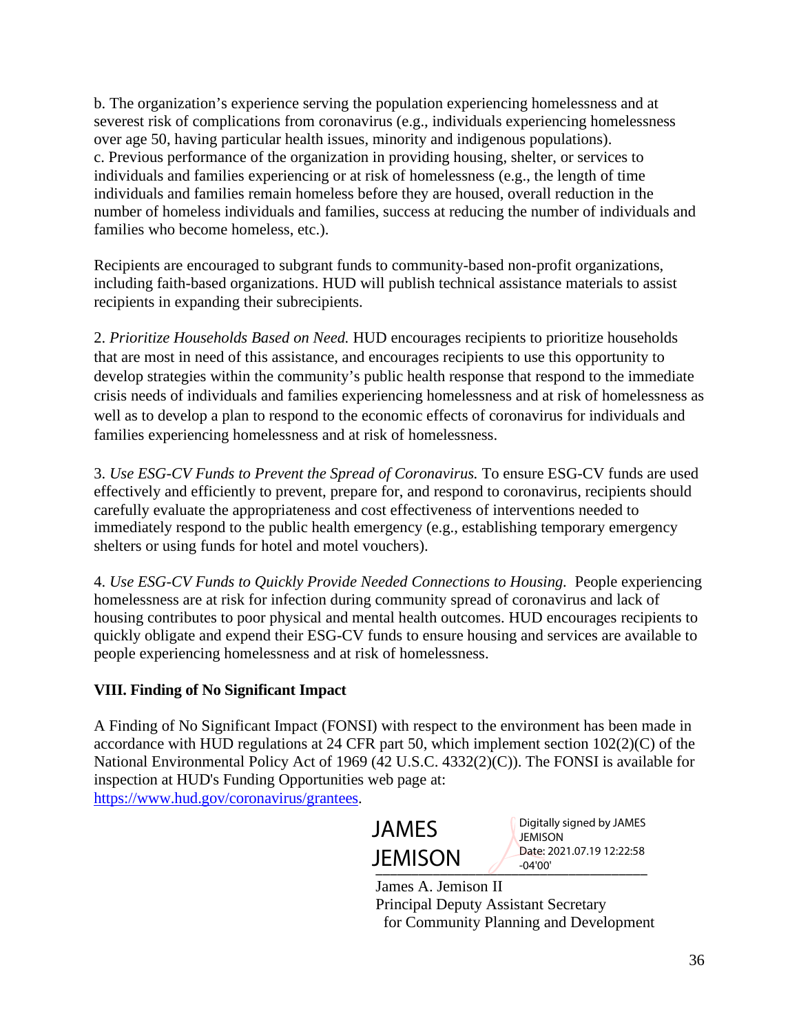b. The organization's experience serving the population experiencing homelessness and at severest risk of complications from coronavirus (e.g., individuals experiencing homelessness over age 50, having particular health issues, minority and indigenous populations).
c. Previous performance of the organization in providing housing, shelter, or services to individuals and families experiencing or at risk of homelessness (e.g., the length of time individuals and families remain homeless before they are housed, overall reduction in the number of homeless individuals and families, success at reducing the number of individuals and families who become homeless, etc.).

Recipients are encouraged to subgrant funds to community-based non-profit organizations, including faith-based organizations. HUD will publish technical assistance materials to assist recipients in expanding their subrecipients.

2. *Prioritize Households Based on Need.* HUD encourages recipients to prioritize households that are most in need of this assistance, and encourages recipients to use this opportunity to develop strategies within the community's public health response that respond to the immediate crisis needs of individuals and families experiencing homelessness and at risk of homelessness as well as to develop a plan to respond to the economic effects of coronavirus for individuals and families experiencing homelessness and at risk of homelessness.

3. *Use ESG-CV Funds to Prevent the Spread of Coronavirus.* To ensure ESG-CV funds are used effectively and efficiently to prevent, prepare for, and respond to coronavirus, recipients should carefully evaluate the appropriateness and cost effectiveness of interventions needed to immediately respond to the public health emergency (e.g., establishing temporary emergency shelters or using funds for hotel and motel vouchers).

4. *Use ESG-CV Funds to Quickly Provide Needed Connections to Housing.* People experiencing homelessness are at risk for infection during community spread of coronavirus and lack of housing contributes to poor physical and mental health outcomes. HUD encourages recipients to quickly obligate and expend their ESG-CV funds to ensure housing and services are available to people experiencing homelessness and at risk of homelessness.

**VIII. Finding of No Significant Impact**

A Finding of No Significant Impact (FONSI) with respect to the environment has been made in accordance with HUD regulations at 24 CFR part 50, which implement section 102(2)(C) of the National Environmental Policy Act of 1969 (42 U.S.C. 4332(2)(C)). The FONSI is available for inspection at HUD's Funding Opportunities web page at: https://www.hud.gov/coronavirus/grantees.

JAMES JEMISON

Digitally signed by JAMES JEMISON
Date: 2021.07.19 12:22:58 -04'00'

James A. Jemison II
Principal Deputy Assistant Secretary
for Community Planning and Development